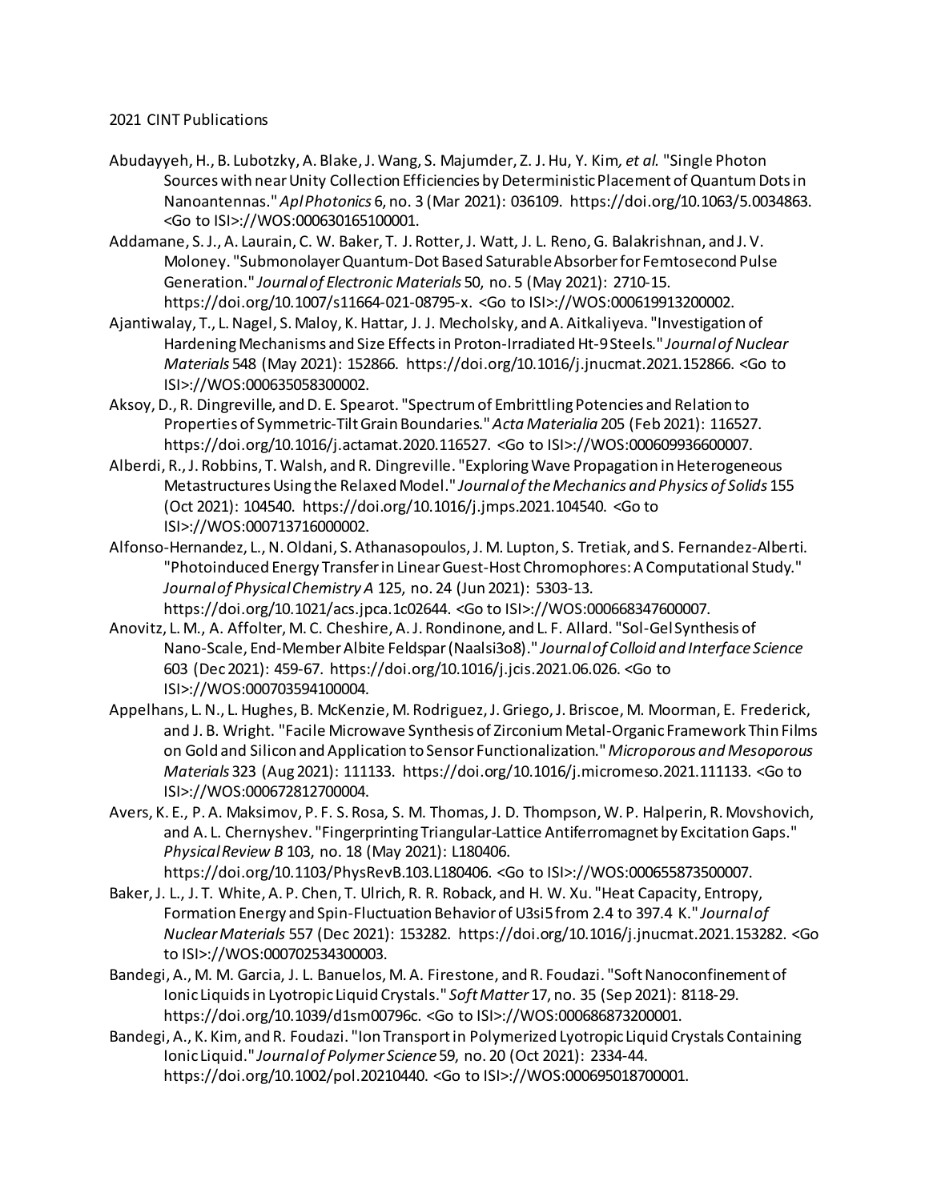2021 CINT Publications

Abudayyeh, H., B. Lubotzky, A. Blake, J. Wang, S. Majumder, Z. J. Hu, Y. Kim*, et al.* "Single Photon Sources with near Unity Collection Efficiencies by Deterministic Placement of Quantum Dots in Nanoantennas." *Apl Photonics* 6, no. 3 (Mar 2021): 036109. https://doi.org/10.1063/5.0034863. <Go to ISI>://WOS:000630165100001.

Addamane, S. J., A. Laurain, C. W. Baker, T. J. Rotter, J. Watt, J. L. Reno, G. Balakrishnan, and J. V. Moloney. "Submonolayer Quantum-Dot Based Saturable Absorber for Femtosecond Pulse Generation." *Journal of Electronic Materials* 50, no. 5 (May 2021): 2710-15. https://doi.org/10.1007/s11664-021-08795-x. <Go to ISI>://WOS:000619913200002.

Ajantiwalay, T., L. Nagel, S. Maloy, K. Hattar, J. J. Mecholsky, and A. Aitkaliyeva. "Investigation of Hardening Mechanisms and Size Effects in Proton-Irradiated Ht-9 Steels." *Journal of Nuclear Materials* 548 (May 2021): 152866. https://doi.org/10.1016/j.jnucmat.2021.152866. <Go to ISI>://WOS:000635058300002.

Aksoy, D., R. Dingreville, and D. E. Spearot. "Spectrum of Embrittling Potencies and Relation to Properties of Symmetric-Tilt Grain Boundaries." *Acta Materialia* 205 (Feb 2021): 116527. https://doi.org/10.1016/j.actamat.2020.116527. <Go to ISI>://WOS:000609936600007.

Alberdi, R., J. Robbins, T. Walsh, and R. Dingreville. "Exploring Wave Propagation in Heterogeneous Metastructures Using the Relaxed Model." *Journal of the Mechanics and Physics of Solids* 155 (Oct 2021): 104540. https://doi.org/10.1016/j.jmps.2021.104540. <Go to ISI>://WOS:000713716000002.

Alfonso-Hernandez, L., N. Oldani, S. Athanasopoulos, J. M. Lupton, S. Tretiak, and S. Fernandez-Alberti. "Photoinduced Energy Transfer in Linear Guest-Host Chromophores: A Computational Study." *Journal of Physical Chemistry A* 125, no. 24 (Jun 2021): 5303-13. https://doi.org/10.1021/acs.jpca.1c02644. <Go to ISI>://WOS:000668347600007.

Anovitz, L. M., A. Affolter, M. C. Cheshire, A. J. Rondinone, and L. F. Allard. "Sol-Gel Synthesis of Nano-Scale, End-Member Albite Feldspar (Naalsi3o8)." *Journal of Colloid and Interface Science* 603 (Dec 2021): 459-67. https://doi.org/10.1016/j.jcis.2021.06.026. <Go to ISI>://WOS:000703594100004.

Appelhans, L. N., L. Hughes, B. McKenzie, M. Rodriguez, J. Griego, J. Briscoe, M. Moorman, E. Frederick, and J. B. Wright. "Facile Microwave Synthesis of Zirconium Metal-Organic Framework Thin Films on Gold and Silicon and Application to Sensor Functionalization." *Microporous and Mesoporous Materials* 323 (Aug 2021): 111133. https://doi.org/10.1016/j.micromeso.2021.111133. <Go to ISI>://WOS:000672812700004.

Avers, K. E., P. A. Maksimov, P. F. S. Rosa, S. M. Thomas, J. D. Thompson, W. P. Halperin, R. Movshovich, and A. L. Chernyshev. "Fingerprinting Triangular-Lattice Antiferromagnet by Excitation Gaps." *Physical Review B* 103, no. 18 (May 2021): L180406. https://doi.org/10.1103/PhysRevB.103.L180406. <Go to ISI>://WOS:000655873500007.

Baker, J. L., J. T. White, A. P. Chen, T. Ulrich, R. R. Roback, and H. W. Xu. "Heat Capacity, Entropy, Formation Energy and Spin-Fluctuation Behavior of U3si5 from 2.4 to 397.4 K." *Journal of Nuclear Materials* 557 (Dec 2021): 153282. https://doi.org/10.1016/j.jnucmat.2021.153282. <Go to ISI>://WOS:000702534300003.

Bandegi, A., M. M. Garcia, J. L. Banuelos, M. A. Firestone, and R. Foudazi. "Soft Nanoconfinement of Ionic Liquids in Lyotropic Liquid Crystals." *Soft Matter* 17, no. 35 (Sep 2021): 8118-29. https://doi.org/10.1039/d1sm00796c. <Go to ISI>://WOS:000686873200001.

Bandegi, A., K. Kim, and R. Foudazi. "Ion Transport in Polymerized Lyotropic Liquid Crystals Containing Ionic Liquid." *Journal of Polymer Science* 59, no. 20 (Oct 2021): 2334-44. https://doi.org/10.1002/pol.20210440. <Go to ISI>://WOS:000695018700001.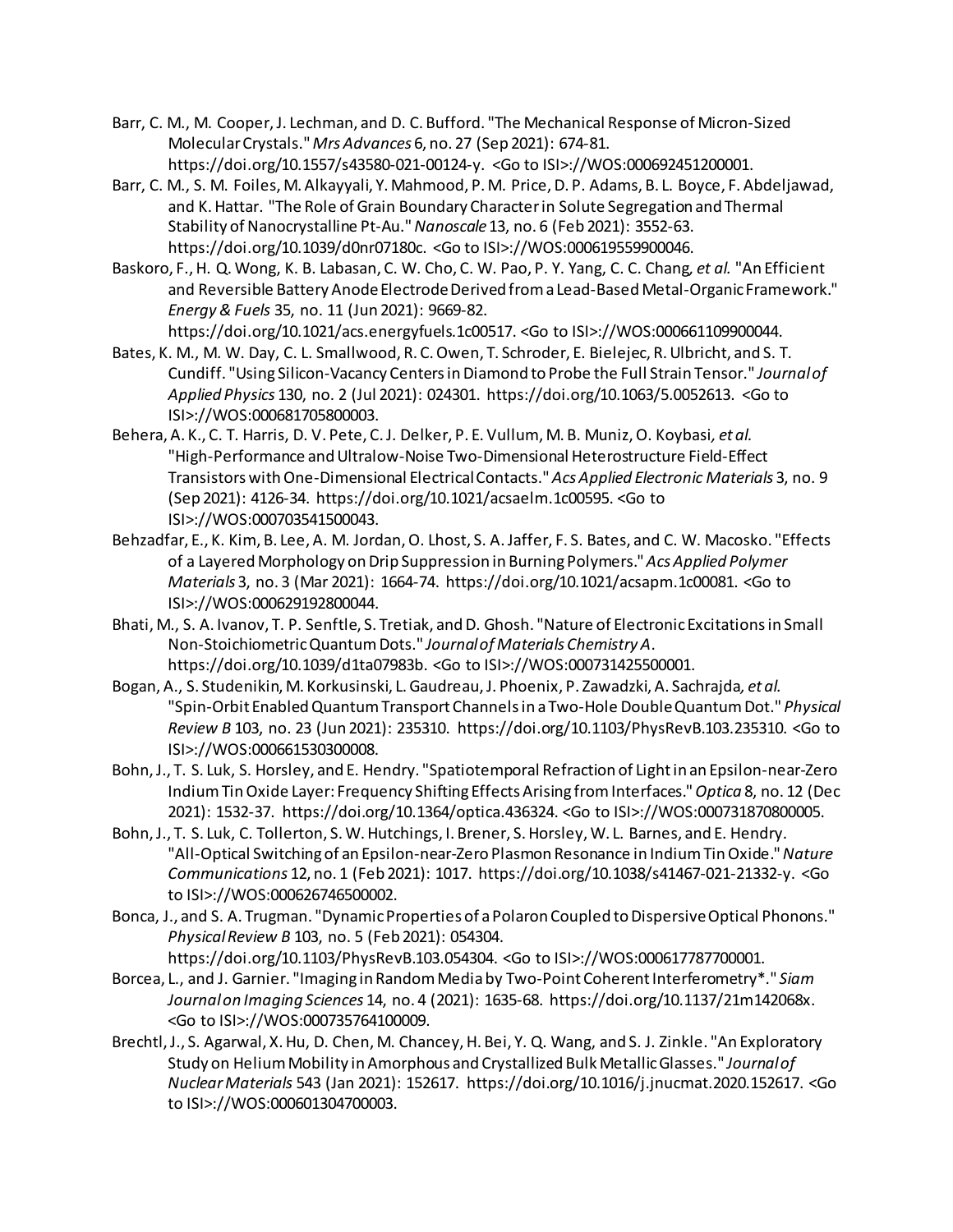Barr, C. M., M. Cooper, J. Lechman, and D. C. Bufford. "The Mechanical Response of Micron-Sized Molecular Crystals." *Mrs Advances* 6, no. 27 (Sep 2021): 674-81. https://doi.org/10.1557/s43580-021-00124-y. <Go to ISI>://WOS:000692451200001.

Barr, C. M., S. M. Foiles, M. Alkayyali, Y. Mahmood, P. M. Price, D. P. Adams, B. L. Boyce, F. Abdeljawad, and K. Hattar. "The Role of Grain Boundary Character in Solute Segregation and Thermal Stability of Nanocrystalline Pt-Au." *Nanoscale* 13, no. 6 (Feb 2021): 3552-63. https://doi.org/10.1039/d0nr07180c. <Go to ISI>://WOS:000619559900046.

Baskoro, F., H. Q. Wong, K. B. Labasan, C. W. Cho, C. W. Pao, P. Y. Yang, C. C. Chang*, et al.* "An Efficient and Reversible Battery Anode Electrode Derived from a Lead-Based Metal-Organic Framework." *Energy & Fuels* 35, no. 11 (Jun 2021): 9669-82. https://doi.org/10.1021/acs.energyfuels.1c00517. <Go to ISI>://WOS:000661109900044.

Bates, K. M., M. W. Day, C. L. Smallwood, R. C. Owen, T. Schroder, E. Bielejec, R. Ulbricht, and S. T. Cundiff. "Using Silicon-Vacancy Centers in Diamond to Probe the Full Strain Tensor." *Journal of Applied Physics* 130, no. 2 (Jul 2021): 024301. https://doi.org/10.1063/5.0052613. <Go to ISI>://WOS:000681705800003.

Behera, A. K., C. T. Harris, D. V. Pete, C. J. Delker, P. E. Vullum, M. B. Muniz, O. Koybasi*, et al.* "High-Performance and Ultralow-Noise Two-Dimensional Heterostructure Field-Effect Transistors with One-Dimensional Electrical Contacts." *Acs Applied Electronic Materials* 3, no. 9 (Sep 2021): 4126-34. https://doi.org/10.1021/acsaelm.1c00595. <Go to ISI>://WOS:000703541500043.

Behzadfar, E., K. Kim, B. Lee, A. M. Jordan, O. Lhost, S. A. Jaffer, F. S. Bates, and C. W. Macosko. "Effects of a Layered Morphology on Drip Suppression in Burning Polymers." *Acs Applied Polymer Materials* 3, no. 3 (Mar 2021): 1664-74. https://doi.org/10.1021/acsapm.1c00081. <Go to ISI>://WOS:000629192800044.

Bhati, M., S. A. Ivanov, T. P. Senftle, S. Tretiak, and D. Ghosh. "Nature of Electronic Excitations in Small Non-Stoichiometric Quantum Dots." *Journal of Materials Chemistry A*. https://doi.org/10.1039/d1ta07983b. <Go to ISI>://WOS:000731425500001.

Bogan, A., S. Studenikin, M. Korkusinski, L. Gaudreau, J. Phoenix, P. Zawadzki, A. Sachrajda*, et al.* "Spin-Orbit Enabled Quantum Transport Channels in a Two-Hole Double Quantum Dot." *Physical Review B* 103, no. 23 (Jun 2021): 235310. https://doi.org/10.1103/PhysRevB.103.235310. <Go to ISI>://WOS:000661530300008.

Bohn, J., T. S. Luk, S. Horsley, and E. Hendry. "Spatiotemporal Refraction of Light in an Epsilon-near-Zero Indium Tin Oxide Layer: Frequency Shifting Effects Arising from Interfaces." *Optica* 8, no. 12 (Dec 2021): 1532-37. https://doi.org/10.1364/optica.436324. <Go to ISI>://WOS:000731870800005.

Bohn, J., T. S. Luk, C. Tollerton, S. W. Hutchings, I. Brener, S. Horsley, W. L. Barnes, and E. Hendry. "All-Optical Switching of an Epsilon-near-Zero Plasmon Resonance in Indium Tin Oxide." *Nature Communications* 12, no. 1 (Feb 2021): 1017. https://doi.org/10.1038/s41467-021-21332-y. <Go to ISI>://WOS:000626746500002.

Bonca, J., and S. A. Trugman. "Dynamic Properties of a Polaron Coupled to Dispersive Optical Phonons." *Physical Review B* 103, no. 5 (Feb 2021): 054304. https://doi.org/10.1103/PhysRevB.103.054304. <Go to ISI>://WOS:000617787700001.

Borcea, L., and J. Garnier. "Imaging in Random Media by Two-Point Coherent Interferometry*." *Siam Journal on Imaging Sciences* 14, no. 4 (2021): 1635-68. https://doi.org/10.1137/21m142068x. <Go to ISI>://WOS:000735764100009.

Brechtl, J., S. Agarwal, X. Hu, D. Chen, M. Chancey, H. Bei, Y. Q. Wang, and S. J. Zinkle. "An Exploratory Study on Helium Mobility in Amorphous and Crystallized Bulk Metallic Glasses." *Journal of Nuclear Materials* 543 (Jan 2021): 152617. https://doi.org/10.1016/j.jnucmat.2020.152617. <Go to ISI>://WOS:000601304700003.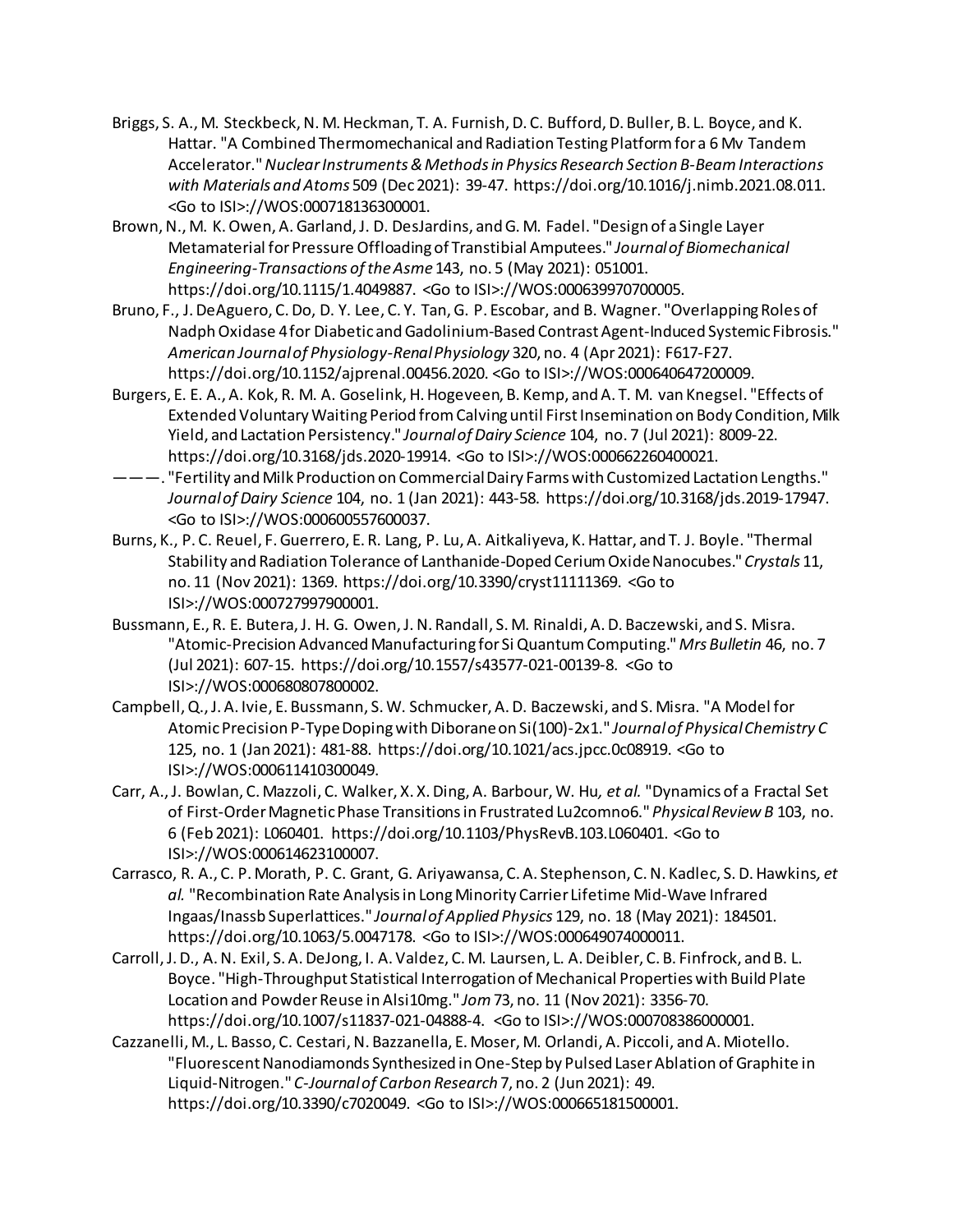Briggs, S. A., M. Steckbeck, N. M. Heckman, T. A. Furnish, D. C. Bufford, D. Buller, B. L. Boyce, and K. Hattar. "A Combined Thermomechanical and Radiation Testing Platform for a 6 Mv Tandem Accelerator." *Nuclear Instruments & Methods in Physics Research Section B-Beam Interactions with Materials and Atoms* 509 (Dec 2021): 39-47. https://doi.org/10.1016/j.nimb.2021.08.011. <Go to ISI>://WOS:000718136300001.

Brown, N., M. K. Owen, A. Garland, J. D. DesJardins, and G. M. Fadel. "Design of a Single Layer Metamaterial for Pressure Offloading of Transtibial Amputees." *Journal of Biomechanical Engineering-Transactions of the Asme* 143, no. 5 (May 2021): 051001. https://doi.org/10.1115/1.4049887. <Go to ISI>://WOS:000639970700005.

Bruno, F., J. DeAguero, C. Do, D. Y. Lee, C. Y. Tan, G. P. Escobar, and B. Wagner. "Overlapping Roles of Nadph Oxidase 4 for Diabetic and Gadolinium-Based Contrast Agent-Induced Systemic Fibrosis." *American Journal of Physiology-Renal Physiology* 320, no. 4 (Apr 2021): F617-F27. https://doi.org/10.1152/ajprenal.00456.2020. <Go to ISI>://WOS:000640647200009.

Burgers, E. E. A., A. Kok, R. M. A. Goselink, H. Hogeveen, B. Kemp, and A. T. M. van Knegsel. "Effects of Extended Voluntary Waiting Period from Calving until First Insemination on Body Condition, Milk Yield, and Lactation Persistency." *Journal of Dairy Science* 104, no. 7 (Jul 2021): 8009-22. https://doi.org/10.3168/jds.2020-19914. <Go to ISI>://WOS:000662260400021.

———. "Fertility and Milk Production on Commercial Dairy Farms with Customized Lactation Lengths." *Journal of Dairy Science* 104, no. 1 (Jan 2021): 443-58. https://doi.org/10.3168/jds.2019-17947. <Go to ISI>://WOS:000600557600037.

Burns, K., P. C. Reuel, F. Guerrero, E. R. Lang, P. Lu, A. Aitkaliyeva, K. Hattar, and T. J. Boyle. "Thermal Stability and Radiation Tolerance of Lanthanide-Doped Cerium Oxide Nanocubes." *Crystals* 11, no. 11 (Nov 2021): 1369. https://doi.org/10.3390/cryst11111369. <Go to ISI>://WOS:000727997900001.

Bussmann, E., R. E. Butera, J. H. G. Owen, J. N. Randall, S. M. Rinaldi, A. D. Baczewski, and S. Misra. "Atomic-Precision Advanced Manufacturing for Si Quantum Computing." *Mrs Bulletin* 46, no. 7 (Jul 2021): 607-15. https://doi.org/10.1557/s43577-021-00139-8. <Go to ISI>://WOS:000680807800002.

Campbell, Q., J. A. Ivie, E. Bussmann, S. W. Schmucker, A. D. Baczewski, and S. Misra. "A Model for Atomic Precision P-Type Doping with Diborane on Si(100)-2x1." *Journal of Physical Chemistry C* 125, no. 1 (Jan 2021): 481-88. https://doi.org/10.1021/acs.jpcc.0c08919. <Go to ISI>://WOS:000611410300049.

Carr, A., J. Bowlan, C. Mazzoli, C. Walker, X. X. Ding, A. Barbour, W. Hu*, et al.* "Dynamics of a Fractal Set of First-Order Magnetic Phase Transitions in Frustrated Lu2comno6." *Physical Review B* 103, no. 6 (Feb 2021): L060401. https://doi.org/10.1103/PhysRevB.103.L060401. <Go to ISI>://WOS:000614623100007.

Carrasco, R. A., C. P. Morath, P. C. Grant, G. Ariyawansa, C. A. Stephenson, C. N. Kadlec, S. D. Hawkins*, et al.* "Recombination Rate Analysis in Long Minority Carrier Lifetime Mid-Wave Infrared Ingaas/Inassb Superlattices." *Journal of Applied Physics* 129, no. 18 (May 2021): 184501. https://doi.org/10.1063/5.0047178. <Go to ISI>://WOS:000649074000011.

Carroll, J. D., A. N. Exil, S. A. DeJong, I. A. Valdez, C. M. Laursen, L. A. Deibler, C. B. Finfrock, and B. L. Boyce. "High-Throughput Statistical Interrogation of Mechanical Properties with Build Plate Location and Powder Reuse in Alsi10mg." *Jom* 73, no. 11 (Nov 2021): 3356-70. https://doi.org/10.1007/s11837-021-04888-4. <Go to ISI>://WOS:000708386000001.

Cazzanelli, M., L. Basso, C. Cestari, N. Bazzanella, E. Moser, M. Orlandi, A. Piccoli, and A. Miotello. "Fluorescent Nanodiamonds Synthesized in One-Step by Pulsed Laser Ablation of Graphite in Liquid-Nitrogen." *C-Journal of Carbon Research* 7, no. 2 (Jun 2021): 49. https://doi.org/10.3390/c7020049. <Go to ISI>://WOS:000665181500001.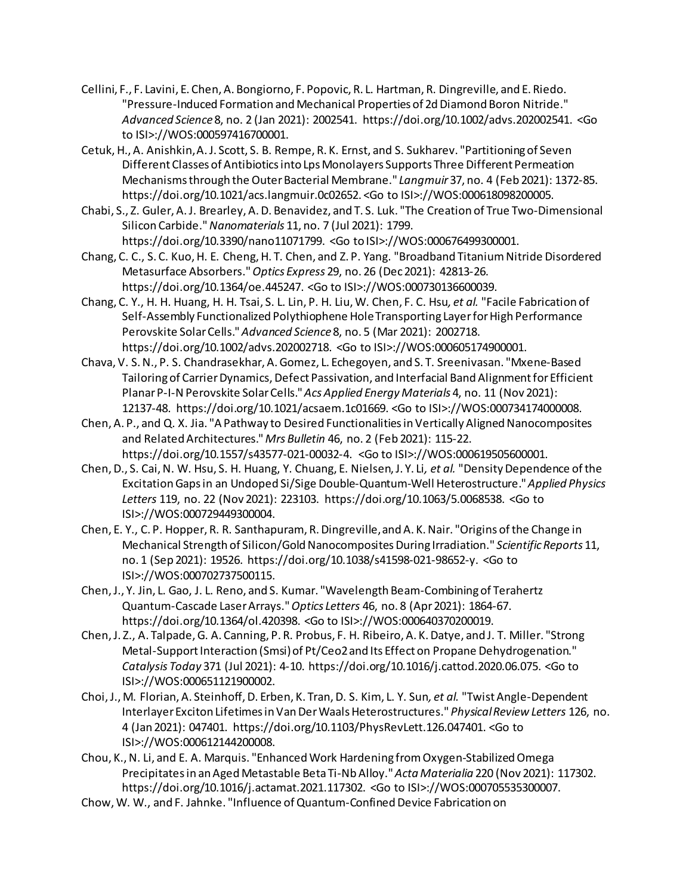Cellini, F., F. Lavini, E. Chen, A. Bongiorno, F. Popovic, R. L. Hartman, R. Dingreville, and E. Riedo. "Pressure-Induced Formation and Mechanical Properties of 2d Diamond Boron Nitride." *Advanced Science* 8, no. 2 (Jan 2021): 2002541. https://doi.org/10.1002/advs.202002541. <Go to ISI>://WOS:000597416700001.

Cetuk, H., A. Anishkin, A. J. Scott, S. B. Rempe, R. K. Ernst, and S. Sukharev. "Partitioning of Seven Different Classes of Antibiotics into Lps Monolayers Supports Three Different Permeation Mechanisms through the Outer Bacterial Membrane." *Langmuir* 37, no. 4 (Feb 2021): 1372-85. https://doi.org/10.1021/acs.langmuir.0c02652. <Go to ISI>://WOS:000618098200005.

Chabi, S., Z. Guler, A. J. Brearley, A. D. Benavidez, and T. S. Luk. "The Creation of True Two-Dimensional Silicon Carbide." *Nanomaterials* 11, no. 7 (Jul 2021): 1799. https://doi.org/10.3390/nano11071799. <Go to ISI>://WOS:000676499300001.

Chang, C. C., S. C. Kuo, H. E. Cheng, H. T. Chen, and Z. P. Yang. "Broadband Titanium Nitride Disordered Metasurface Absorbers." *Optics Express* 29, no. 26 (Dec 2021): 42813-26. https://doi.org/10.1364/oe.445247. <Go to ISI>://WOS:000730136600039.

Chang, C. Y., H. H. Huang, H. H. Tsai, S. L. Lin, P. H. Liu, W. Chen, F. C. Hsu*, et al.* "Facile Fabrication of Self-Assembly Functionalized Polythiophene Hole Transporting Layer for High Performance Perovskite Solar Cells." *Advanced Science* 8, no. 5 (Mar 2021): 2002718. https://doi.org/10.1002/advs.202002718. <Go to ISI>://WOS:000605174900001.

Chava, V. S. N., P. S. Chandrasekhar, A. Gomez, L. Echegoyen, and S. T. Sreenivasan. "Mxene-Based Tailoring of Carrier Dynamics, Defect Passivation, and Interfacial Band Alignment for Efficient Planar P-I-N Perovskite Solar Cells." *Acs Applied Energy Materials* 4, no. 11 (Nov 2021): 12137-48. https://doi.org/10.1021/acsaem.1c01669. <Go to ISI>://WOS:000734174000008.

Chen, A. P., and Q. X. Jia. "A Pathway to Desired Functionalities in Vertically Aligned Nanocomposites and Related Architectures." *Mrs Bulletin* 46, no. 2 (Feb 2021): 115-22. https://doi.org/10.1557/s43577-021-00032-4. <Go to ISI>://WOS:000619505600001.

Chen, D., S. Cai, N. W. Hsu, S. H. Huang, Y. Chuang, E. Nielsen, J. Y. Li*, et al.* "Density Dependence of the Excitation Gaps in an Undoped Si/Sige Double-Quantum-Well Heterostructure." *Applied Physics Letters* 119, no. 22 (Nov 2021): 223103. https://doi.org/10.1063/5.0068538. <Go to ISI>://WOS:000729449300004.

Chen, E. Y., C. P. Hopper, R. R. Santhapuram, R. Dingreville, and A. K. Nair. "Origins of the Change in Mechanical Strength of Silicon/Gold Nanocomposites During Irradiation." *Scientific Reports* 11, no. 1 (Sep 2021): 19526. https://doi.org/10.1038/s41598-021-98652-y. <Go to ISI>://WOS:000702737500115.

Chen, J., Y. Jin, L. Gao, J. L. Reno, and S. Kumar. "Wavelength Beam-Combining of Terahertz Quantum-Cascade Laser Arrays." *Optics Letters* 46, no. 8 (Apr 2021): 1864-67. https://doi.org/10.1364/ol.420398. <Go to ISI>://WOS:000640370200019.

Chen, J. Z., A. Talpade, G. A. Canning, P. R. Probus, F. H. Ribeiro, A. K. Datye, and J. T. Miller. "Strong Metal-Support Interaction (Smsi) of Pt/Ceo2 and Its Effect on Propane Dehydrogenation." *Catalysis Today* 371 (Jul 2021): 4-10. https://doi.org/10.1016/j.cattod.2020.06.075. <Go to ISI>://WOS:000651121900002.

Choi, J., M. Florian, A. Steinhoff, D. Erben, K. Tran, D. S. Kim, L. Y. Sun*, et al.* "Twist Angle-Dependent Interlayer Exciton Lifetimes in Van Der Waals Heterostructures." *Physical Review Letters* 126, no. 4 (Jan 2021): 047401. https://doi.org/10.1103/PhysRevLett.126.047401. <Go to ISI>://WOS:000612144200008.

Chou, K., N. Li, and E. A. Marquis. "Enhanced Work Hardening from Oxygen-Stabilized Omega Precipitates in an Aged Metastable Beta Ti-Nb Alloy." *Acta Materialia* 220 (Nov 2021): 117302. https://doi.org/10.1016/j.actamat.2021.117302. <Go to ISI>://WOS:000705535300007.

Chow, W. W., and F. Jahnke. "Influence of Quantum-Confined Device Fabrication on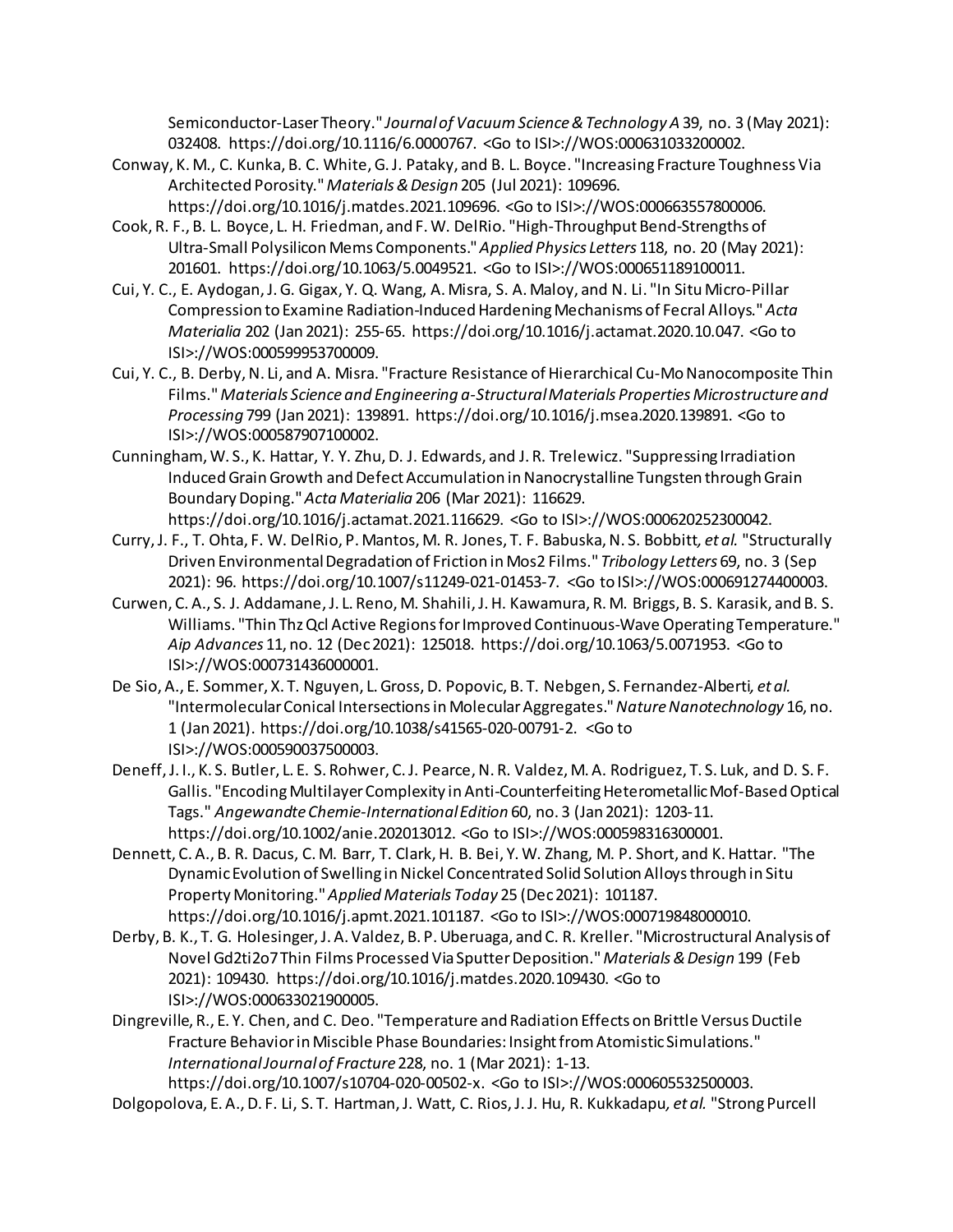Semiconductor-Laser Theory." *Journal of Vacuum Science & Technology A* 39, no. 3 (May 2021): 032408. https://doi.org/10.1116/6.0000767. <Go to ISI>://WOS:000631033200002.

Conway, K. M., C. Kunka, B. C. White, G. J. Pataky, and B. L. Boyce. "Increasing Fracture Toughness Via Architected Porosity." *Materials & Design* 205 (Jul 2021): 109696. https://doi.org/10.1016/j.matdes.2021.109696. <Go to ISI>://WOS:000663557800006.

Cook, R. F., B. L. Boyce, L. H. Friedman, and F. W. DelRio. "High-Throughput Bend-Strengths of Ultra-Small Polysilicon Mems Components." *Applied Physics Letters* 118, no. 20 (May 2021): 201601. https://doi.org/10.1063/5.0049521. <Go to ISI>://WOS:000651189100011.

Cui, Y. C., E. Aydogan, J. G. Gigax, Y. Q. Wang, A. Misra, S. A. Maloy, and N. Li. "In Situ Micro-Pillar Compression to Examine Radiation-Induced Hardening Mechanisms of Fecral Alloys." *Acta Materialia* 202 (Jan 2021): 255-65. https://doi.org/10.1016/j.actamat.2020.10.047. <Go to ISI>://WOS:000599953700009.

Cui, Y. C., B. Derby, N. Li, and A. Misra. "Fracture Resistance of Hierarchical Cu-Mo Nanocomposite Thin Films." *Materials Science and Engineering a-Structural Materials Properties Microstructure and Processing* 799 (Jan 2021): 139891. https://doi.org/10.1016/j.msea.2020.139891. <Go to ISI>://WOS:000587907100002.

Cunningham, W. S., K. Hattar, Y. Y. Zhu, D. J. Edwards, and J. R. Trelewicz. "Suppressing Irradiation Induced Grain Growth and Defect Accumulation in Nanocrystalline Tungsten through Grain Boundary Doping." *Acta Materialia* 206 (Mar 2021): 116629. https://doi.org/10.1016/j.actamat.2021.116629. <Go to ISI>://WOS:000620252300042.

Curry, J. F., T. Ohta, F. W. DelRio, P. Mantos, M. R. Jones, T. F. Babuska, N. S. Bobbitt*, et al.* "Structurally Driven Environmental Degradation of Friction in Mos2 Films." *Tribology Letters* 69, no. 3 (Sep 2021): 96. https://doi.org/10.1007/s11249-021-01453-7. <Go to ISI>://WOS:000691274400003.

Curwen, C. A., S. J. Addamane, J. L. Reno, M. Shahili, J. H. Kawamura, R. M. Briggs, B. S. Karasik, and B. S. Williams. "Thin Thz Qcl Active Regions for Improved Continuous-Wave Operating Temperature." *Aip Advances* 11, no. 12 (Dec 2021): 125018. https://doi.org/10.1063/5.0071953. <Go to ISI>://WOS:000731436000001.

De Sio, A., E. Sommer, X. T. Nguyen, L. Gross, D. Popovic, B. T. Nebgen, S. Fernandez-Alberti*, et al.* "Intermolecular Conical Intersections in Molecular Aggregates." *Nature Nanotechnology* 16, no. 1 (Jan 2021). https://doi.org/10.1038/s41565-020-00791-2. <Go to ISI>://WOS:000590037500003.

Deneff, J. I., K. S. Butler, L. E. S. Rohwer, C. J. Pearce, N. R. Valdez, M. A. Rodriguez, T. S. Luk, and D. S. F. Gallis. "Encoding Multilayer Complexity in Anti-Counterfeiting Heterometallic Mof-Based Optical Tags." *Angewandte Chemie-International Edition* 60, no. 3 (Jan 2021): 1203-11. https://doi.org/10.1002/anie.202013012. <Go to ISI>://WOS:000598316300001.

Dennett, C. A., B. R. Dacus, C. M. Barr, T. Clark, H. B. Bei, Y. W. Zhang, M. P. Short, and K. Hattar. "The Dynamic Evolution of Swelling in Nickel Concentrated Solid Solution Alloys through in Situ Property Monitoring." *Applied Materials Today* 25 (Dec 2021): 101187. https://doi.org/10.1016/j.apmt.2021.101187. <Go to ISI>://WOS:000719848000010.

Derby, B. K., T. G. Holesinger, J. A. Valdez, B. P. Uberuaga, and C. R. Kreller. "Microstructural Analysis of Novel Gd2ti2o7 Thin Films Processed Via Sputter Deposition." *Materials & Design* 199 (Feb 2021): 109430. https://doi.org/10.1016/j.matdes.2020.109430. <Go to ISI>://WOS:000633021900005.

Dingreville, R., E. Y. Chen, and C. Deo. "Temperature and Radiation Effects on Brittle Versus Ductile Fracture Behavior in Miscible Phase Boundaries: Insight from Atomistic Simulations." *International Journal of Fracture* 228, no. 1 (Mar 2021): 1-13. https://doi.org/10.1007/s10704-020-00502-x. <Go to ISI>://WOS:000605532500003.

Dolgopolova, E. A., D. F. Li, S. T. Hartman, J. Watt, C. Rios, J. J. Hu, R. Kukkadapu*, et al.* "Strong Purcell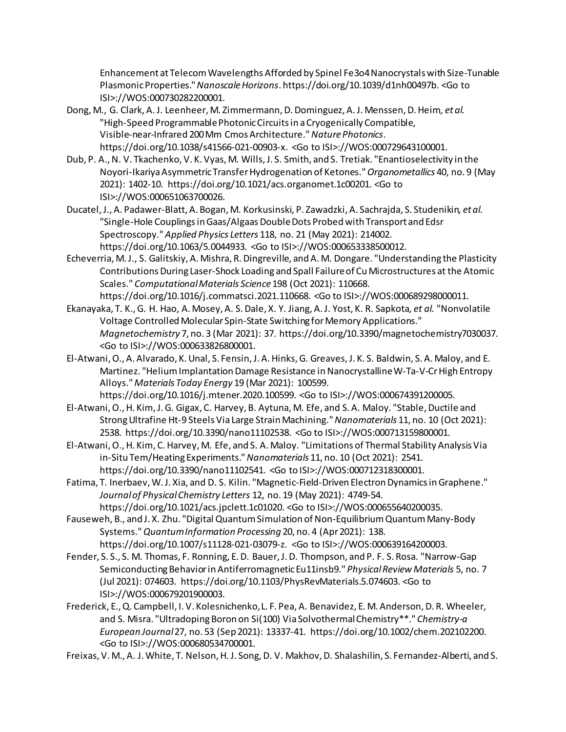Enhancement at Telecom Wavelengths Afforded by Spinel Fe3o4 Nanocrystals with Size-Tunable Plasmonic Properties." *Nanoscale Horizons*. https://doi.org/10.1039/d1nh00497b. <Go to ISI>://WOS:000730282200001.

Dong, M., G. Clark, A. J. Leenheer, M. Zimmermann, D. Dominguez, A. J. Menssen, D. Heim*, et al.* "High-Speed Programmable Photonic Circuits in a Cryogenically Compatible, Visible-near-Infrared 200 Mm Cmos Architecture." *Nature Photonics*. https://doi.org/10.1038/s41566-021-00903-x. <Go to ISI>://WOS:000729643100001.

Dub, P. A., N. V. Tkachenko, V. K. Vyas, M. Wills, J. S. Smith, and S. Tretiak. "Enantioselectivity in the Noyori-Ikariya Asymmetric Transfer Hydrogenation of Ketones." *Organometallics* 40, no. 9 (May 2021): 1402-10. https://doi.org/10.1021/acs.organomet.1c00201. <Go to ISI>://WOS:000651063700026.

Ducatel, J., A. Padawer-Blatt, A. Bogan, M. Korkusinski, P. Zawadzki, A. Sachrajda, S. Studenikin*, et al.* "Single-Hole Couplings in Gaas/Algaas Double Dots Probed with Transport and Edsr Spectroscopy." *Applied Physics Letters* 118, no. 21 (May 2021): 214002. https://doi.org/10.1063/5.0044933. <Go to ISI>://WOS:000653338500012.

Echeverria, M. J., S. Galitskiy, A. Mishra, R. Dingreville, and A. M. Dongare. "Understanding the Plasticity Contributions During Laser-Shock Loading and Spall Failure of Cu Microstructures at the Atomic Scales." *Computational Materials Science* 198 (Oct 2021): 110668. https://doi.org/10.1016/j.commatsci.2021.110668. <Go to ISI>://WOS:000689298000011.

Ekanayaka, T. K., G. H. Hao, A. Mosey, A. S. Dale, X. Y. Jiang, A. J. Yost, K. R. Sapkota*, et al.* "Nonvolatile Voltage Controlled Molecular Spin-State Switching for Memory Applications." *Magnetochemistry* 7, no. 3 (Mar 2021): 37. https://doi.org/10.3390/magnetochemistry7030037. <Go to ISI>://WOS:000633826800001.

El-Atwani, O., A. Alvarado, K. Unal, S. Fensin, J. A. Hinks, G. Greaves, J. K. S. Baldwin, S. A. Maloy, and E. Martinez. "Helium Implantation Damage Resistance in Nanocrystalline W-Ta-V-Cr High Entropy Alloys." *Materials Today Energy* 19 (Mar 2021): 100599. https://doi.org/10.1016/j.mtener.2020.100599. <Go to ISI>://WOS:000674391200005.

El-Atwani, O., H. Kim, J. G. Gigax, C. Harvey, B. Aytuna, M. Efe, and S. A. Maloy. "Stable, Ductile and Strong Ultrafine Ht-9 Steels Via Large Strain Machining." *Nanomaterials* 11, no. 10 (Oct 2021): 2538. https://doi.org/10.3390/nano11102538. <Go to ISI>://WOS:000713159800001.

El-Atwani, O., H. Kim, C. Harvey, M. Efe, and S. A. Maloy. "Limitations of Thermal Stability Analysis Via in-Situ Tem/Heating Experiments." *Nanomaterials* 11, no. 10 (Oct 2021): 2541. https://doi.org/10.3390/nano11102541. <Go to ISI>://WOS:000712318300001.

Fatima, T. Inerbaev, W. J. Xia, and D. S. Kilin. "Magnetic-Field-Driven Electron Dynamics in Graphene." *Journal of Physical Chemistry Letters* 12, no. 19 (May 2021): 4749-54. https://doi.org/10.1021/acs.jpclett.1c01020. <Go to ISI>://WOS:000655640200035.

Fauseweh, B., and J. X. Zhu. "Digital Quantum Simulation of Non-Equilibrium Quantum Many-Body Systems." *Quantum Information Processing* 20, no. 4 (Apr 2021): 138. https://doi.org/10.1007/s11128-021-03079-z. <Go to ISI>://WOS:000639164200003.

Fender, S. S., S. M. Thomas, F. Ronning, E. D. Bauer, J. D. Thompson, and P. F. S. Rosa. "Narrow-Gap Semiconducting Behavior in Antiferromagnetic Eu11insb9." *Physical Review Materials* 5, no. 7 (Jul 2021): 074603. https://doi.org/10.1103/PhysRevMaterials.5.074603. <Go to ISI>://WOS:000679201900003.

Frederick, E., Q. Campbell, I. V. Kolesnichenko, L. F. Pea, A. Benavidez, E. M. Anderson, D. R. Wheeler, and S. Misra. "Ultradoping Boron on Si(100) Via Solvothermal Chemistry**." *Chemistry-a European Journal* 27, no. 53 (Sep 2021): 13337-41. https://doi.org/10.1002/chem.202102200. <Go to ISI>://WOS:000680534700001.

Freixas, V. M., A. J. White, T. Nelson, H. J. Song, D. V. Makhov, D. Shalashilin, S. Fernandez-Alberti, and S.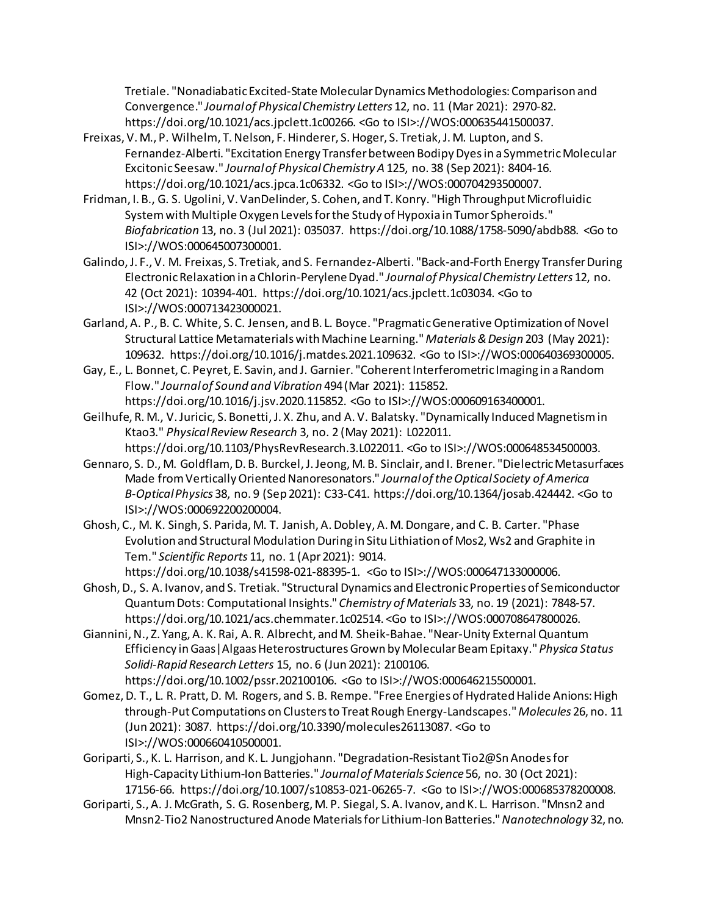Tretiale. "Nonadiabatic Excited-State Molecular Dynamics Methodologies: Comparison and Convergence." *Journal of Physical Chemistry Letters* 12, no. 11 (Mar 2021): 2970-82. https://doi.org/10.1021/acs.jpclett.1c00266. <Go to ISI>://WOS:000635441500037.

Freixas, V. M., P. Wilhelm, T. Nelson, F. Hinderer, S. Hoger, S. Tretiak, J. M. Lupton, and S. Fernandez-Alberti. "Excitation Energy Transfer between Bodipy Dyes in a Symmetric Molecular Excitonic Seesaw." *Journal of Physical Chemistry A* 125, no. 38 (Sep 2021): 8404-16. https://doi.org/10.1021/acs.jpca.1c06332. <Go to ISI>://WOS:000704293500007.

Fridman, I. B., G. S. Ugolini, V. VanDelinder, S. Cohen, and T. Konry. "High Throughput Microfluidic System with Multiple Oxygen Levels for the Study of Hypoxia in Tumor Spheroids." *Biofabrication* 13, no. 3 (Jul 2021): 035037. https://doi.org/10.1088/1758-5090/abdb88. <Go to ISI>://WOS:000645007300001.

Galindo, J. F., V. M. Freixas, S. Tretiak, and S. Fernandez-Alberti. "Back-and-Forth Energy Transfer During Electronic Relaxation in a Chlorin-Perylene Dyad." *Journal of Physical Chemistry Letters* 12, no. 42 (Oct 2021): 10394-401. https://doi.org/10.1021/acs.jpclett.1c03034. <Go to ISI>://WOS:000713423000021.

Garland, A. P., B. C. White, S. C. Jensen, and B. L. Boyce. "Pragmatic Generative Optimization of Novel Structural Lattice Metamaterials with Machine Learning." *Materials & Design* 203 (May 2021): 109632. https://doi.org/10.1016/j.matdes.2021.109632. <Go to ISI>://WOS:000640369300005.

Gay, E., L. Bonnet, C. Peyret, E. Savin, and J. Garnier. "Coherent Interferometric Imaging in a Random Flow." *Journal of Sound and Vibration* 494 (Mar 2021): 115852. https://doi.org/10.1016/j.jsv.2020.115852. <Go to ISI>://WOS:000609163400001.

Geilhufe, R. M., V. Juricic, S. Bonetti, J. X. Zhu, and A. V. Balatsky. "Dynamically Induced Magnetism in Ktao3." *Physical Review Research* 3, no. 2 (May 2021): L022011. https://doi.org/10.1103/PhysRevResearch.3.L022011. <Go to ISI>://WOS:000648534500003.

Gennaro, S. D., M. Goldflam, D. B. Burckel, J. Jeong, M. B. Sinclair, and I. Brener. "Dielectric Metasurfaces Made from Vertically Oriented Nanoresonators." *Journal of the Optical Society of America B-Optical Physics* 38, no. 9 (Sep 2021): C33-C41. https://doi.org/10.1364/josab.424442. <Go to ISI>://WOS:000692200200004.

Ghosh, C., M. K. Singh, S. Parida, M. T. Janish, A. Dobley, A. M. Dongare, and C. B. Carter. "Phase Evolution and Structural Modulation During in Situ Lithiation of Mos2, Ws2 and Graphite in Tem." *Scientific Reports* 11, no. 1 (Apr 2021): 9014. https://doi.org/10.1038/s41598-021-88395-1. <Go to ISI>://WOS:000647133000006.

Ghosh, D., S. A. Ivanov, and S. Tretiak. "Structural Dynamics and Electronic Properties of Semiconductor Quantum Dots: Computational Insights." *Chemistry of Materials* 33, no. 19 (2021): 7848-57. https://doi.org/10.1021/acs.chemmater.1c02514. <Go to ISI>://WOS:000708647800026.

Giannini, N., Z. Yang, A. K. Rai, A. R. Albrecht, and M. Sheik-Bahae. "Near-Unity External Quantum Efficiency in Gaas|Algaas Heterostructures Grown by Molecular Beam Epitaxy." *Physica Status Solidi-Rapid Research Letters* 15, no. 6 (Jun 2021): 2100106. https://doi.org/10.1002/pssr.202100106. <Go to ISI>://WOS:000646215500001.

Gomez, D. T., L. R. Pratt, D. M. Rogers, and S. B. Rempe. "Free Energies of Hydrated Halide Anions: High through-Put Computations on Clusters to Treat Rough Energy-Landscapes." *Molecules* 26, no. 11 (Jun 2021): 3087. https://doi.org/10.3390/molecules26113087. <Go to ISI>://WOS:000660410500001.

Goriparti, S., K. L. Harrison, and K. L. Jungjohann. "Degradation-Resistant Tio2@Sn Anodes for High-Capacity Lithium-Ion Batteries." *Journal of Materials Science* 56, no. 30 (Oct 2021): 17156-66. https://doi.org/10.1007/s10853-021-06265-7. <Go to ISI>://WOS:000685378200008.

Goriparti, S., A. J. McGrath, S. G. Rosenberg, M. P. Siegal, S. A. Ivanov, and K. L. Harrison. "Mnsn2 and Mnsn2-Tio2 Nanostructured Anode Materials for Lithium-Ion Batteries." *Nanotechnology* 32, no.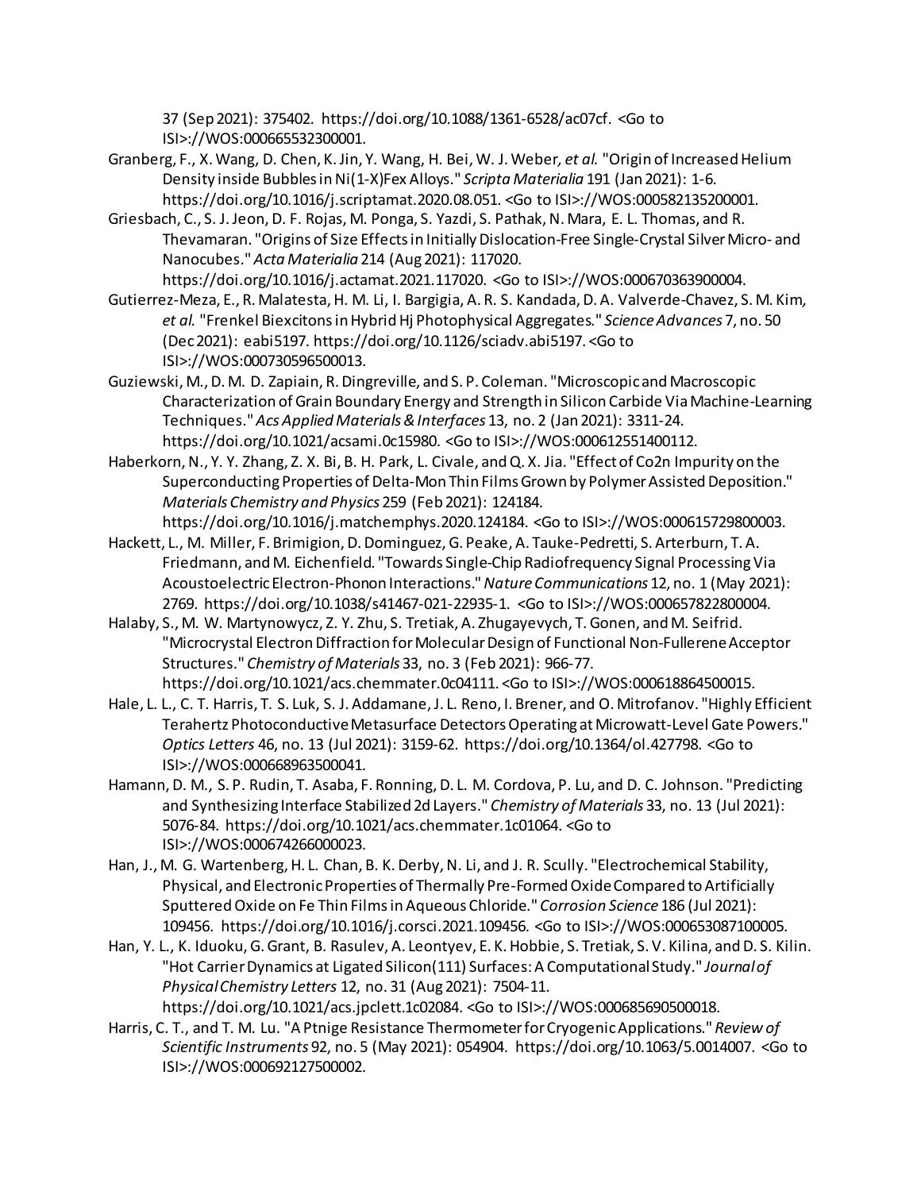37 (Sep 2021): 375402. https://doi.org/10.1088/1361-6528/ac07cf. <Go to ISI>://WOS:000665532300001.

Granberg, F., X. Wang, D. Chen, K. Jin, Y. Wang, H. Bei, W. J. Weber, *et al.* "Origin of Increased Helium Density inside Bubbles in Ni(1-X)Fex Alloys." *Scripta Materialia* 191 (Jan 2021): 1-6. https://doi.org/10.1016/j.scriptamat.2020.08.051. <Go to ISI>://WOS:000582135200001.

Griesbach, C., S. J. Jeon, D. F. Rojas, M. Ponga, S. Yazdi, S. Pathak, N. Mara, E. L. Thomas, and R. Thevamaran. "Origins of Size Effects in Initially Dislocation-Free Single-Crystal Silver Micro- and Nanocubes." *Acta Materialia* 214 (Aug 2021): 117020. https://doi.org/10.1016/j.actamat.2021.117020. <Go to ISI>://WOS:000670363900004.

Gutierrez-Meza, E., R. Malatesta, H. M. Li, I. Bargigia, A. R. S. Kandada, D. A. Valverde-Chavez, S. M. Kim, *et al.* "Frenkel Biexcitons in Hybrid Hj Photophysical Aggregates." *Science Advances* 7, no. 50 (Dec 2021): eabi5197. https://doi.org/10.1126/sciadv.abi5197. <Go to ISI>://WOS:000730596500013.

Guziewski, M., D. M. D. Zapiain, R. Dingreville, and S. P. Coleman. "Microscopic and Macroscopic Characterization of Grain Boundary Energy and Strength in Silicon Carbide Via Machine-Learning Techniques." *Acs Applied Materials & Interfaces* 13, no. 2 (Jan 2021): 3311-24. https://doi.org/10.1021/acsami.0c15980. <Go to ISI>://WOS:000612551400112.

Haberkorn, N., Y. Y. Zhang, Z. X. Bi, B. H. Park, L. Civale, and Q. X. Jia. "Effect of Co2n Impurity on the Superconducting Properties of Delta-Mon Thin Films Grown by Polymer Assisted Deposition." *Materials Chemistry and Physics* 259 (Feb 2021): 124184. https://doi.org/10.1016/j.matchemphys.2020.124184. <Go to ISI>://WOS:000615729800003.

Hackett, L., M. Miller, F. Brimigion, D. Dominguez, G. Peake, A. Tauke-Pedretti, S. Arterburn, T. A. Friedmann, and M. Eichenfield. "Towards Single-Chip Radiofrequency Signal Processing Via Acoustoelectric Electron-Phonon Interactions." *Nature Communications* 12, no. 1 (May 2021): 2769. https://doi.org/10.1038/s41467-021-22935-1. <Go to ISI>://WOS:000657822800004.

Halaby, S., M. W. Martynowycz, Z. Y. Zhu, S. Tretiak, A. Zhugayevych, T. Gonen, and M. Seifrid. "Microcrystal Electron Diffraction for Molecular Design of Functional Non-Fullerene Acceptor Structures." *Chemistry of Materials* 33, no. 3 (Feb 2021): 966-77. https://doi.org/10.1021/acs.chemmater.0c04111. <Go to ISI>://WOS:000618864500015.

Hale, L. L., C. T. Harris, T. S. Luk, S. J. Addamane, J. L. Reno, I. Brener, and O. Mitrofanov. "Highly Efficient Terahertz Photoconductive Metasurface Detectors Operating at Microwatt-Level Gate Powers." *Optics Letters* 46, no. 13 (Jul 2021): 3159-62. https://doi.org/10.1364/ol.427798. <Go to ISI>://WOS:000668963500041.

Hamann, D. M., S. P. Rudin, T. Asaba, F. Ronning, D. L. M. Cordova, P. Lu, and D. C. Johnson. "Predicting and Synthesizing Interface Stabilized 2d Layers." *Chemistry of Materials* 33, no. 13 (Jul 2021): 5076-84. https://doi.org/10.1021/acs.chemmater.1c01064. <Go to ISI>://WOS:000674266000023.

Han, J., M. G. Wartenberg, H. L. Chan, B. K. Derby, N. Li, and J. R. Scully. "Electrochemical Stability, Physical, and Electronic Properties of Thermally Pre-Formed Oxide Compared to Artificially Sputtered Oxide on Fe Thin Films in Aqueous Chloride." *Corrosion Science* 186 (Jul 2021): 109456. https://doi.org/10.1016/j.corsci.2021.109456. <Go to ISI>://WOS:000653087100005.

Han, Y. L., K. Iduoku, G. Grant, B. Rasulev, A. Leontyev, E. K. Hobbie, S. Tretiak, S. V. Kilina, and D. S. Kilin. "Hot Carrier Dynamics at Ligated Silicon(111) Surfaces: A Computational Study." *Journal of Physical Chemistry Letters* 12, no. 31 (Aug 2021): 7504-11. https://doi.org/10.1021/acs.jpclett.1c02084. <Go to ISI>://WOS:000685690500018.

Harris, C. T., and T. M. Lu. "A Ptnige Resistance Thermometer for Cryogenic Applications." *Review of Scientific Instruments* 92, no. 5 (May 2021): 054904. https://doi.org/10.1063/5.0014007. <Go to ISI>://WOS:000692127500002.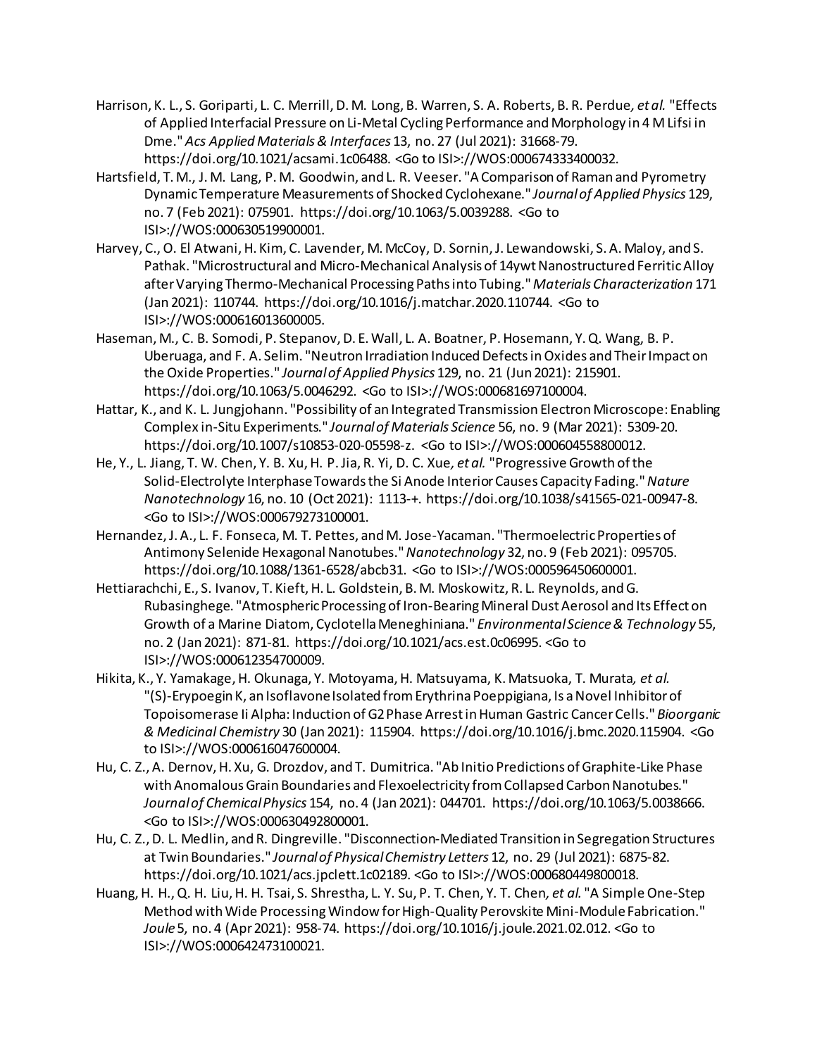Harrison, K. L., S. Goriparti, L. C. Merrill, D. M. Long, B. Warren, S. A. Roberts, B. R. Perdue, *et al.* "Effects of Applied Interfacial Pressure on Li-Metal Cycling Performance and Morphology in 4 M Lifsi in Dme." *Acs Applied Materials & Interfaces* 13, no. 27 (Jul 2021): 31668-79. https://doi.org/10.1021/acsami.1c06488. <Go to ISI>://WOS:000674333400032.

Hartsfield, T. M., J. M. Lang, P. M. Goodwin, and L. R. Veeser. "A Comparison of Raman and Pyrometry Dynamic Temperature Measurements of Shocked Cyclohexane." *Journal of Applied Physics* 129, no. 7 (Feb 2021): 075901. https://doi.org/10.1063/5.0039288. <Go to ISI>://WOS:000630519900001.

Harvey, C., O. El Atwani, H. Kim, C. Lavender, M. McCoy, D. Sornin, J. Lewandowski, S. A. Maloy, and S. Pathak. "Microstructural and Micro-Mechanical Analysis of 14ywt Nanostructured Ferritic Alloy after Varying Thermo-Mechanical Processing Paths into Tubing." *Materials Characterization* 171 (Jan 2021): 110744. https://doi.org/10.1016/j.matchar.2020.110744. <Go to ISI>://WOS:000616013600005.

Haseman, M., C. B. Somodi, P. Stepanov, D. E. Wall, L. A. Boatner, P. Hosemann, Y. Q. Wang, B. P. Uberuaga, and F. A. Selim. "Neutron Irradiation Induced Defects in Oxides and Their Impact on the Oxide Properties." *Journal of Applied Physics* 129, no. 21 (Jun 2021): 215901. https://doi.org/10.1063/5.0046292. <Go to ISI>://WOS:000681697100004.

Hattar, K., and K. L. Jungjohann. "Possibility of an Integrated Transmission Electron Microscope: Enabling Complex in-Situ Experiments." *Journal of Materials Science* 56, no. 9 (Mar 2021): 5309-20. https://doi.org/10.1007/s10853-020-05598-z. <Go to ISI>://WOS:000604558800012.

He, Y., L. Jiang, T. W. Chen, Y. B. Xu, H. P. Jia, R. Yi, D. C. Xue, *et al.* "Progressive Growth of the Solid-Electrolyte Interphase Towards the Si Anode Interior Causes Capacity Fading." *Nature Nanotechnology* 16, no. 10 (Oct 2021): 1113-+. https://doi.org/10.1038/s41565-021-00947-8. <Go to ISI>://WOS:000679273100001.

Hernandez, J. A., L. F. Fonseca, M. T. Pettes, and M. Jose-Yacaman. "Thermoelectric Properties of Antimony Selenide Hexagonal Nanotubes." *Nanotechnology* 32, no. 9 (Feb 2021): 095705. https://doi.org/10.1088/1361-6528/abcb31. <Go to ISI>://WOS:000596450600001.

Hettiarachchi, E., S. Ivanov, T. Kieft, H. L. Goldstein, B. M. Moskowitz, R. L. Reynolds, and G. Rubasinghege. "Atmospheric Processing of Iron-Bearing Mineral Dust Aerosol and Its Effect on Growth of a Marine Diatom, Cyclotella Meneghiniana." *Environmental Science & Technology* 55, no. 2 (Jan 2021): 871-81. https://doi.org/10.1021/acs.est.0c06995. <Go to ISI>://WOS:000612354700009.

Hikita, K., Y. Yamakage, H. Okunaga, Y. Motoyama, H. Matsuyama, K. Matsuoka, T. Murata, *et al.* "(S)-Erypoegin K, an Isoflavone Isolated from Erythrina Poeppigiana, Is a Novel Inhibitor of Topoisomerase Ii Alpha: Induction of G2 Phase Arrest in Human Gastric Cancer Cells." *Bioorganic & Medicinal Chemistry* 30 (Jan 2021): 115904. https://doi.org/10.1016/j.bmc.2020.115904. <Go to ISI>://WOS:000616047600004.

Hu, C. Z., A. Dernov, H. Xu, G. Drozdov, and T. Dumitrica. "Ab Initio Predictions of Graphite-Like Phase with Anomalous Grain Boundaries and Flexoelectricity from Collapsed Carbon Nanotubes." *Journal of Chemical Physics* 154, no. 4 (Jan 2021): 044701. https://doi.org/10.1063/5.0038666. <Go to ISI>://WOS:000630492800001.

Hu, C. Z., D. L. Medlin, and R. Dingreville. "Disconnection-Mediated Transition in Segregation Structures at Twin Boundaries." *Journal of Physical Chemistry Letters* 12, no. 29 (Jul 2021): 6875-82. https://doi.org/10.1021/acs.jpclett.1c02189. <Go to ISI>://WOS:000680449800018.

Huang, H. H., Q. H. Liu, H. H. Tsai, S. Shrestha, L. Y. Su, P. T. Chen, Y. T. Chen, *et al.* "A Simple One-Step Method with Wide Processing Window for High-Quality Perovskite Mini-Module Fabrication." *Joule* 5, no. 4 (Apr 2021): 958-74. https://doi.org/10.1016/j.joule.2021.02.012. <Go to ISI>://WOS:000642473100021.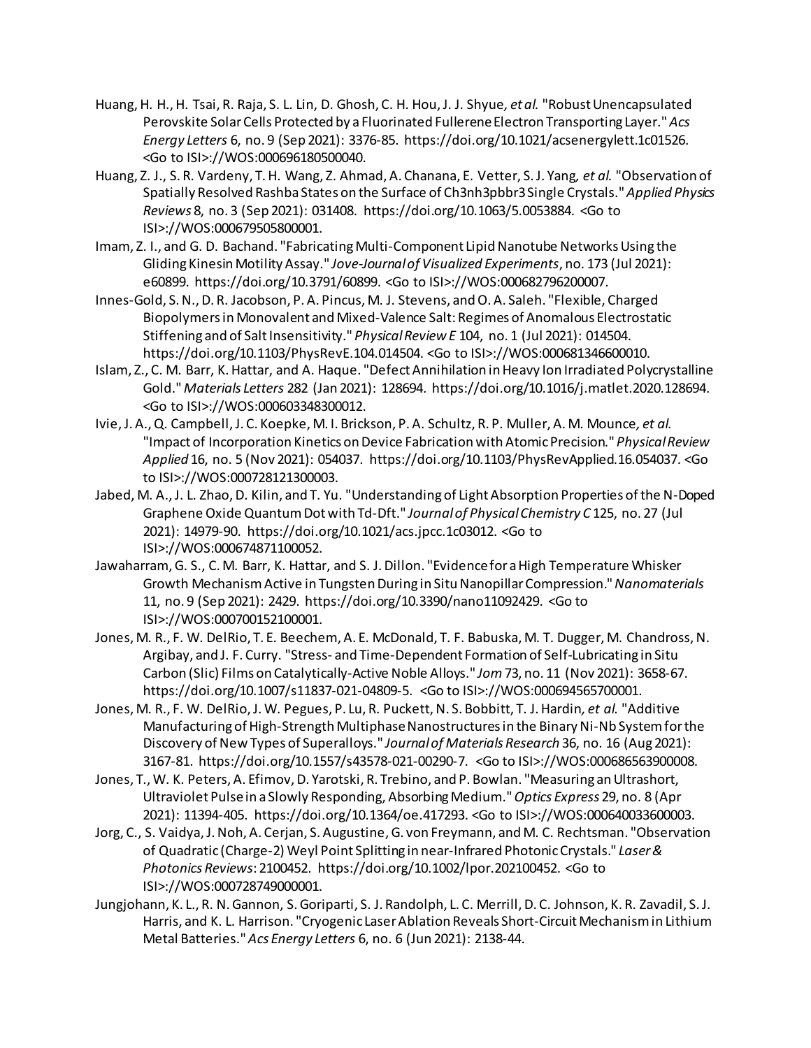Huang, H. H., H. Tsai, R. Raja, S. L. Lin, D. Ghosh, C. H. Hou, J. J. Shyue, *et al.* "Robust Unencapsulated Perovskite Solar Cells Protected by a Fluorinated Fullerene Electron Transporting Layer." *Acs Energy Letters* 6, no. 9 (Sep 2021): 3376-85. https://doi.org/10.1021/acsenergylett.1c01526. <Go to ISI>://WOS:000696180500040.

Huang, Z. J., S. R. Vardeny, T. H. Wang, Z. Ahmad, A. Chanana, E. Vetter, S. J. Yang, *et al.* "Observation of Spatially Resolved Rashba States on the Surface of Ch3nh3pbbr3 Single Crystals." *Applied Physics Reviews* 8, no. 3 (Sep 2021): 031408. https://doi.org/10.1063/5.0053884. <Go to ISI>://WOS:000679505800001.

Imam, Z. I., and G. D. Bachand. "Fabricating Multi-Component Lipid Nanotube Networks Using the Gliding Kinesin Motility Assay." *Jove-Journal of Visualized Experiments*, no. 173 (Jul 2021): e60899. https://doi.org/10.3791/60899. <Go to ISI>://WOS:000682796200007.

Innes-Gold, S. N., D. R. Jacobson, P. A. Pincus, M. J. Stevens, and O. A. Saleh. "Flexible, Charged Biopolymers in Monovalent and Mixed-Valence Salt: Regimes of Anomalous Electrostatic Stiffening and of Salt Insensitivity." *Physical Review E* 104, no. 1 (Jul 2021): 014504. https://doi.org/10.1103/PhysRevE.104.014504. <Go to ISI>://WOS:000681346600010.

Islam, Z., C. M. Barr, K. Hattar, and A. Haque. "Defect Annihilation in Heavy Ion Irradiated Polycrystalline Gold." *Materials Letters* 282 (Jan 2021): 128694. https://doi.org/10.1016/j.matlet.2020.128694. <Go to ISI>://WOS:000603348300012.

Ivie, J. A., Q. Campbell, J. C. Koepke, M. I. Brickson, P. A. Schultz, R. P. Muller, A. M. Mounce, *et al.* "Impact of Incorporation Kinetics on Device Fabrication with Atomic Precision." *Physical Review Applied* 16, no. 5 (Nov 2021): 054037. https://doi.org/10.1103/PhysRevApplied.16.054037. <Go to ISI>://WOS:000728121300003.

Jabed, M. A., J. L. Zhao, D. Kilin, and T. Yu. "Understanding of Light Absorption Properties of the N-Doped Graphene Oxide Quantum Dot with Td-Dft." *Journal of Physical Chemistry C* 125, no. 27 (Jul 2021): 14979-90. https://doi.org/10.1021/acs.jpcc.1c03012. <Go to ISI>://WOS:000674871100052.

Jawaharram, G. S., C. M. Barr, K. Hattar, and S. J. Dillon. "Evidence for a High Temperature Whisker Growth Mechanism Active in Tungsten During in Situ Nanopillar Compression." *Nanomaterials* 11, no. 9 (Sep 2021): 2429. https://doi.org/10.3390/nano11092429. <Go to ISI>://WOS:000700152100001.

Jones, M. R., F. W. DelRio, T. E. Beechem, A. E. McDonald, T. F. Babuska, M. T. Dugger, M. Chandross, N. Argibay, and J. F. Curry. "Stress- and Time-Dependent Formation of Self-Lubricating in Situ Carbon (Slic) Films on Catalytically-Active Noble Alloys." *Jom* 73, no. 11 (Nov 2021): 3658-67. https://doi.org/10.1007/s11837-021-04809-5. <Go to ISI>://WOS:000694565700001.

Jones, M. R., F. W. DelRio, J. W. Pegues, P. Lu, R. Puckett, N. S. Bobbitt, T. J. Hardin, *et al.* "Additive Manufacturing of High-Strength Multiphase Nanostructures in the Binary Ni-Nb System for the Discovery of New Types of Superalloys." *Journal of Materials Research* 36, no. 16 (Aug 2021): 3167-81. https://doi.org/10.1557/s43578-021-00290-7. <Go to ISI>://WOS:000686563900008.

Jones, T., W. K. Peters, A. Efimov, D. Yarotski, R. Trebino, and P. Bowlan. "Measuring an Ultrashort, Ultraviolet Pulse in a Slowly Responding, Absorbing Medium." *Optics Express* 29, no. 8 (Apr 2021): 11394-405. https://doi.org/10.1364/oe.417293. <Go to ISI>://WOS:000640033600003.

Jorg, C., S. Vaidya, J. Noh, A. Cerjan, S. Augustine, G. von Freymann, and M. C. Rechtsman. "Observation of Quadratic (Charge-2) Weyl Point Splitting in near-Infrared Photonic Crystals." *Laser & Photonics Reviews*: 2100452. https://doi.org/10.1002/lpor.202100452. <Go to ISI>://WOS:000728749000001.

Jungjohann, K. L., R. N. Gannon, S. Goriparti, S. J. Randolph, L. C. Merrill, D. C. Johnson, K. R. Zavadil, S. J. Harris, and K. L. Harrison. "Cryogenic Laser Ablation Reveals Short-Circuit Mechanism in Lithium Metal Batteries." *Acs Energy Letters* 6, no. 6 (Jun 2021): 2138-44.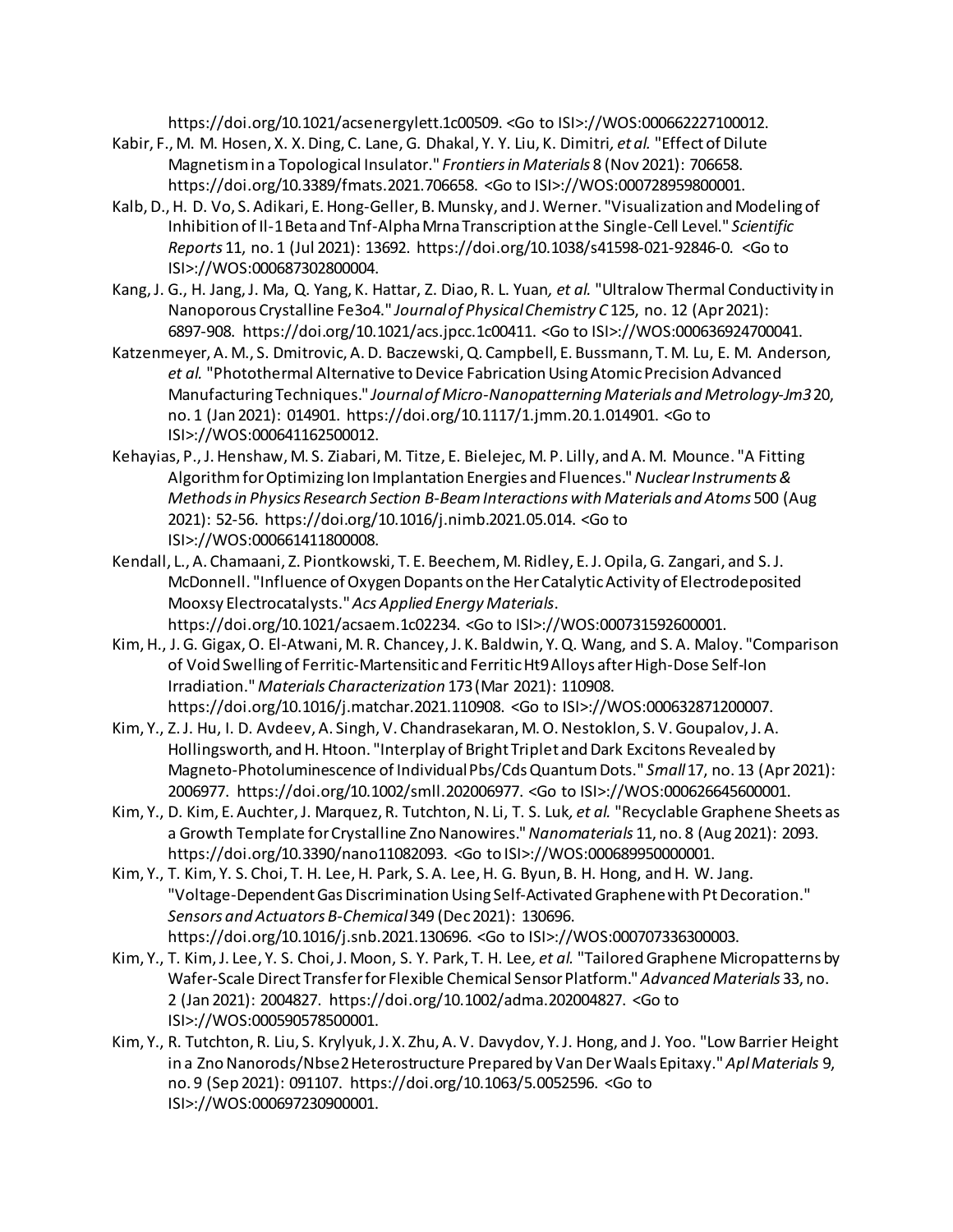https://doi.org/10.1021/acsenergylett.1c00509. <Go to ISI>://WOS:000662227100012.

Kabir, F., M. M. Hosen, X. X. Ding, C. Lane, G. Dhakal, Y. Y. Liu, K. Dimitri, *et al.* "Effect of Dilute Magnetism in a Topological Insulator." *Frontiers in Materials* 8 (Nov 2021): 706658. https://doi.org/10.3389/fmats.2021.706658. <Go to ISI>://WOS:000728959800001.

Kalb, D., H. D. Vo, S. Adikari, E. Hong-Geller, B. Munsky, and J. Werner. "Visualization and Modeling of Inhibition of Il-1 Beta and Tnf-Alpha Mrna Transcription at the Single-Cell Level." *Scientific Reports* 11, no. 1 (Jul 2021): 13692. https://doi.org/10.1038/s41598-021-92846-0. <Go to ISI>://WOS:000687302800004.

Kang, J. G., H. Jang, J. Ma, Q. Yang, K. Hattar, Z. Diao, R. L. Yuan, *et al.* "Ultralow Thermal Conductivity in Nanoporous Crystalline Fe3o4." *Journal of Physical Chemistry C* 125, no. 12 (Apr 2021): 6897-908. https://doi.org/10.1021/acs.jpcc.1c00411. <Go to ISI>://WOS:000636924700041.

Katzenmeyer, A. M., S. Dmitrovic, A. D. Baczewski, Q. Campbell, E. Bussmann, T. M. Lu, E. M. Anderson, *et al.* "Photothermal Alternative to Device Fabrication Using Atomic Precision Advanced Manufacturing Techniques." *Journal of Micro-Nanopatterning Materials and Metrology-Jm3* 20, no. 1 (Jan 2021): 014901. https://doi.org/10.1117/1.jmm.20.1.014901. <Go to ISI>://WOS:000641162500012.

Kehayias, P., J. Henshaw, M. S. Ziabari, M. Titze, E. Bielejec, M. P. Lilly, and A. M. Mounce. "A Fitting Algorithm for Optimizing Ion Implantation Energies and Fluences." *Nuclear Instruments & Methods in Physics Research Section B-Beam Interactions with Materials and Atoms* 500 (Aug 2021): 52-56. https://doi.org/10.1016/j.nimb.2021.05.014. <Go to ISI>://WOS:000661411800008.

Kendall, L., A. Chamaani, Z. Piontkowski, T. E. Beechem, M. Ridley, E. J. Opila, G. Zangari, and S. J. McDonnell. "Influence of Oxygen Dopants on the Her Catalytic Activity of Electrodeposited Mooxsy Electrocatalysts." *Acs Applied Energy Materials*. https://doi.org/10.1021/acsaem.1c02234. <Go to ISI>://WOS:000731592600001.

Kim, H., J. G. Gigax, O. El-Atwani, M. R. Chancey, J. K. Baldwin, Y. Q. Wang, and S. A. Maloy. "Comparison of Void Swelling of Ferritic-Martensitic and Ferritic Ht9 Alloys after High-Dose Self-Ion Irradiation." *Materials Characterization* 173 (Mar 2021): 110908. https://doi.org/10.1016/j.matchar.2021.110908. <Go to ISI>://WOS:000632871200007.

Kim, Y., Z. J. Hu, I. D. Avdeev, A. Singh, V. Chandrasekaran, M. O. Nestoklon, S. V. Goupalov, J. A. Hollingsworth, and H. Htoon. "Interplay of Bright Triplet and Dark Excitons Revealed by Magneto-Photoluminescence of Individual Pbs/Cds Quantum Dots." *Small* 17, no. 13 (Apr 2021): 2006977. https://doi.org/10.1002/smll.202006977. <Go to ISI>://WOS:000626645600001.

Kim, Y., D. Kim, E. Auchter, J. Marquez, R. Tutchton, N. Li, T. S. Luk, *et al.* "Recyclable Graphene Sheets as a Growth Template for Crystalline Zno Nanowires." *Nanomaterials* 11, no. 8 (Aug 2021): 2093. https://doi.org/10.3390/nano11082093. <Go to ISI>://WOS:000689950000001.

Kim, Y., T. Kim, Y. S. Choi, T. H. Lee, H. Park, S. A. Lee, H. G. Byun, B. H. Hong, and H. W. Jang. "Voltage-Dependent Gas Discrimination Using Self-Activated Graphene with Pt Decoration." *Sensors and Actuators B-Chemical* 349 (Dec 2021): 130696. https://doi.org/10.1016/j.snb.2021.130696. <Go to ISI>://WOS:000707336300003.

Kim, Y., T. Kim, J. Lee, Y. S. Choi, J. Moon, S. Y. Park, T. H. Lee, *et al.* "Tailored Graphene Micropatterns by Wafer-Scale Direct Transfer for Flexible Chemical Sensor Platform." *Advanced Materials* 33, no. 2 (Jan 2021): 2004827. https://doi.org/10.1002/adma.202004827. <Go to ISI>://WOS:000590578500001.

Kim, Y., R. Tutchton, R. Liu, S. Krylyuk, J. X. Zhu, A. V. Davydov, Y. J. Hong, and J. Yoo. "Low Barrier Height in a Zno Nanorods/Nbse2 Heterostructure Prepared by Van Der Waals Epitaxy." *Apl Materials* 9, no. 9 (Sep 2021): 091107. https://doi.org/10.1063/5.0052596. <Go to ISI>://WOS:000697230900001.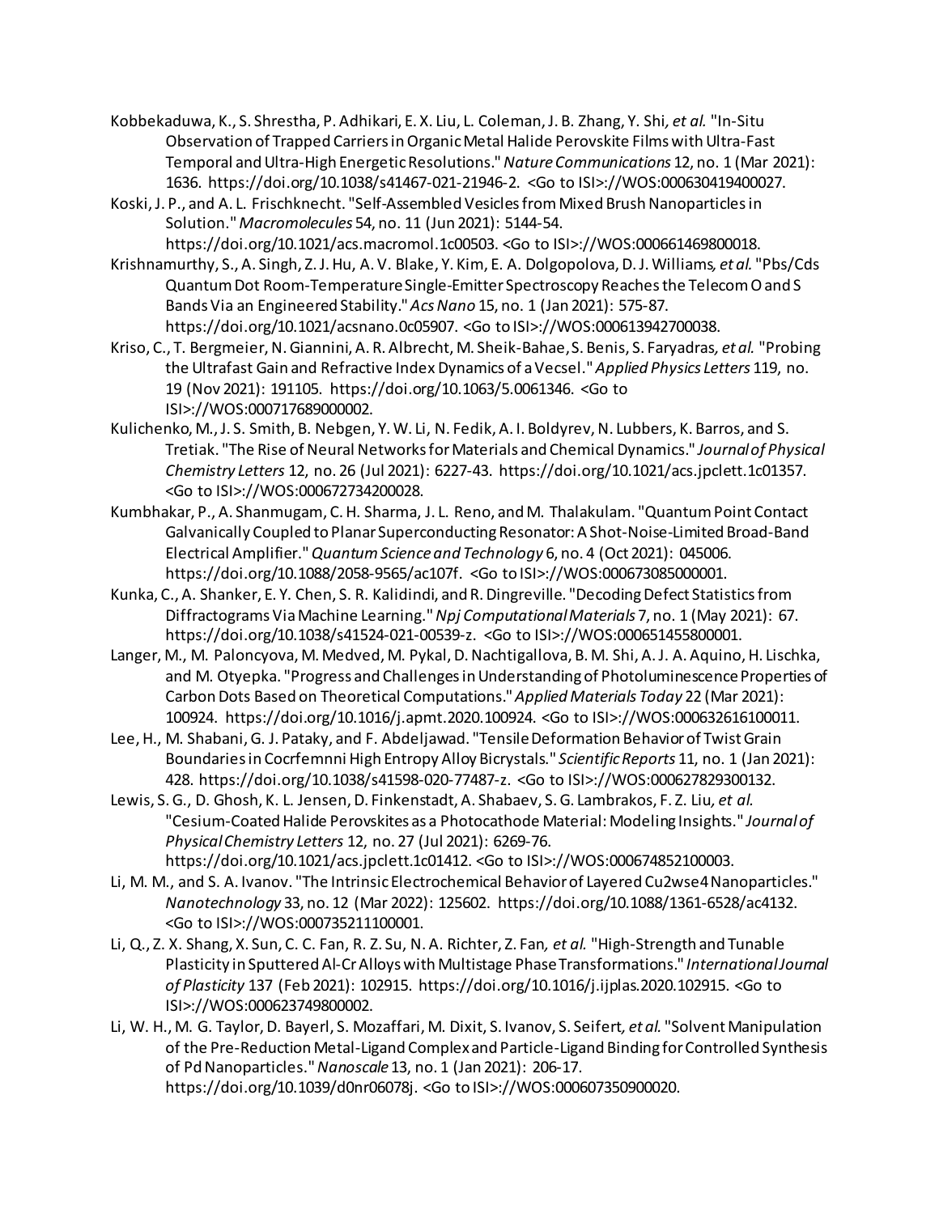Kobbekaduwa, K., S. Shrestha, P. Adhikari, E. X. Liu, L. Coleman, J. B. Zhang, Y. Shi, *et al.* "In-Situ Observation of Trapped Carriers in Organic Metal Halide Perovskite Films with Ultra-Fast Temporal and Ultra-High Energetic Resolutions." *Nature Communications* 12, no. 1 (Mar 2021): 1636. https://doi.org/10.1038/s41467-021-21946-2. <Go to ISI>://WOS:000630419400027.

Koski, J. P., and A. L. Frischknecht. "Self-Assembled Vesicles from Mixed Brush Nanoparticles in Solution." *Macromolecules* 54, no. 11 (Jun 2021): 5144-54. https://doi.org/10.1021/acs.macromol.1c00503. <Go to ISI>://WOS:000661469800018.

Krishnamurthy, S., A. Singh, Z. J. Hu, A. V. Blake, Y. Kim, E. A. Dolgopolova, D. J. Williams, *et al.* "Pbs/Cds Quantum Dot Room-Temperature Single-Emitter Spectroscopy Reaches the Telecom O and S Bands Via an Engineered Stability." *Acs Nano* 15, no. 1 (Jan 2021): 575-87. https://doi.org/10.1021/acsnano.0c05907. <Go to ISI>://WOS:000613942700038.

Kriso, C., T. Bergmeier, N. Giannini, A. R. Albrecht, M. Sheik-Bahae, S. Benis, S. Faryadras, *et al.* "Probing the Ultrafast Gain and Refractive Index Dynamics of a Vecsel." *Applied Physics Letters* 119, no. 19 (Nov 2021): 191105. https://doi.org/10.1063/5.0061346. <Go to ISI>://WOS:000717689000002.

Kulichenko, M., J. S. Smith, B. Nebgen, Y. W. Li, N. Fedik, A. I. Boldyrev, N. Lubbers, K. Barros, and S. Tretiak. "The Rise of Neural Networks for Materials and Chemical Dynamics." *Journal of Physical Chemistry Letters* 12, no. 26 (Jul 2021): 6227-43. https://doi.org/10.1021/acs.jpclett.1c01357. <Go to ISI>://WOS:000672734200028.

Kumbhakar, P., A. Shanmugam, C. H. Sharma, J. L. Reno, and M. Thalakulam. "Quantum Point Contact Galvanically Coupled to Planar Superconducting Resonator: A Shot-Noise-Limited Broad-Band Electrical Amplifier." *Quantum Science and Technology* 6, no. 4 (Oct 2021): 045006. https://doi.org/10.1088/2058-9565/ac107f. <Go to ISI>://WOS:000673085000001.

Kunka, C., A. Shanker, E. Y. Chen, S. R. Kalidindi, and R. Dingreville. "Decoding Defect Statistics from Diffractograms Via Machine Learning." *Npj Computational Materials* 7, no. 1 (May 2021): 67. https://doi.org/10.1038/s41524-021-00539-z. <Go to ISI>://WOS:000651455800001.

Langer, M., M. Paloncyova, M. Medved, M. Pykal, D. Nachtigallova, B. M. Shi, A. J. A. Aquino, H. Lischka, and M. Otyepka. "Progress and Challenges in Understanding of Photoluminescence Properties of Carbon Dots Based on Theoretical Computations." *Applied Materials Today* 22 (Mar 2021): 100924. https://doi.org/10.1016/j.apmt.2020.100924. <Go to ISI>://WOS:000632616100011.

Lee, H., M. Shabani, G. J. Pataky, and F. Abdeljawad. "Tensile Deformation Behavior of Twist Grain Boundaries in Cocrfemnni High Entropy Alloy Bicrystals." *Scientific Reports* 11, no. 1 (Jan 2021): 428. https://doi.org/10.1038/s41598-020-77487-z. <Go to ISI>://WOS:000627829300132.

Lewis, S. G., D. Ghosh, K. L. Jensen, D. Finkenstadt, A. Shabaev, S. G. Lambrakos, F. Z. Liu, *et al.* "Cesium-Coated Halide Perovskites as a Photocathode Material: Modeling Insights." *Journal of Physical Chemistry Letters* 12, no. 27 (Jul 2021): 6269-76. https://doi.org/10.1021/acs.jpclett.1c01412. <Go to ISI>://WOS:000674852100003.

Li, M. M., and S. A. Ivanov. "The Intrinsic Electrochemical Behavior of Layered Cu2wse4 Nanoparticles." *Nanotechnology* 33, no. 12 (Mar 2022): 125602. https://doi.org/10.1088/1361-6528/ac4132. <Go to ISI>://WOS:000735211100001.

Li, Q., Z. X. Shang, X. Sun, C. C. Fan, R. Z. Su, N. A. Richter, Z. Fan, *et al.* "High-Strength and Tunable Plasticity in Sputtered Al-Cr Alloys with Multistage Phase Transformations." *International Journal of Plasticity* 137 (Feb 2021): 102915. https://doi.org/10.1016/j.ijplas.2020.102915. <Go to ISI>://WOS:000623749800002.

Li, W. H., M. G. Taylor, D. Bayerl, S. Mozaffari, M. Dixit, S. Ivanov, S. Seifert, *et al.* "Solvent Manipulation of the Pre-Reduction Metal-Ligand Complex and Particle-Ligand Binding for Controlled Synthesis of Pd Nanoparticles." *Nanoscale* 13, no. 1 (Jan 2021): 206-17. https://doi.org/10.1039/d0nr06078j. <Go to ISI>://WOS:000607350900020.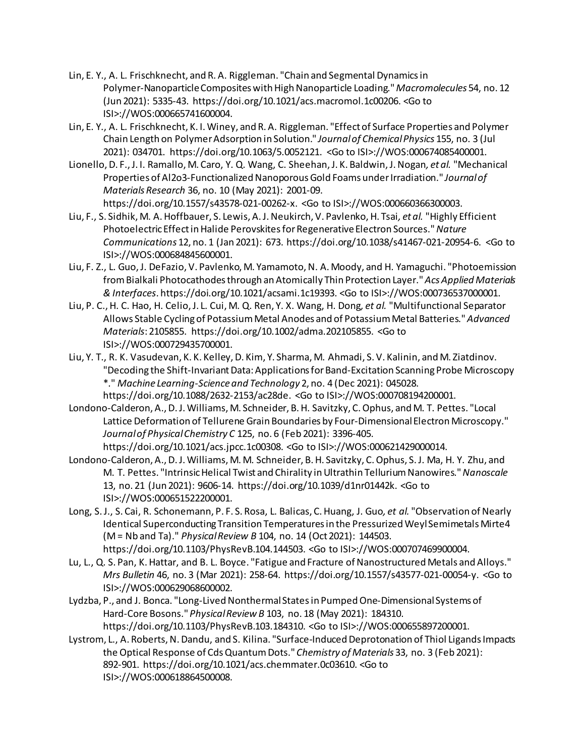Lin, E. Y., A. L. Frischknecht, and R. A. Riggleman. "Chain and Segmental Dynamics in Polymer-Nanoparticle Composites with High Nanoparticle Loading." *Macromolecules* 54, no. 12 (Jun 2021): 5335-43. https://doi.org/10.1021/acs.macromol.1c00206. <Go to ISI>://WOS:000665741600004.

Lin, E. Y., A. L. Frischknecht, K. I. Winey, and R. A. Riggleman. "Effect of Surface Properties and Polymer Chain Length on Polymer Adsorption in Solution." *Journal of Chemical Physics* 155, no. 3 (Jul 2021): 034701. https://doi.org/10.1063/5.0052121. <Go to ISI>://WOS:000674085400001.

Lionello, D. F., J. I. Ramallo, M. Caro, Y. Q. Wang, C. Sheehan, J. K. Baldwin, J. Nogan*, et al.* "Mechanical Properties of Al2o3-Functionalized Nanoporous Gold Foams under Irradiation." *Journal of Materials Research* 36, no. 10 (May 2021): 2001-09. https://doi.org/10.1557/s43578-021-00262-x. <Go to ISI>://WOS:000660366300003.

Liu, F., S. Sidhik, M. A. Hoffbauer, S. Lewis, A. J. Neukirch, V. Pavlenko, H. Tsai*, et al.* "Highly Efficient Photoelectric Effect in Halide Perovskites for Regenerative Electron Sources." *Nature Communications* 12, no. 1 (Jan 2021): 673. https://doi.org/10.1038/s41467-021-20954-6. <Go to ISI>://WOS:000684845600001.

Liu, F. Z., L. Guo, J. DeFazio, V. Pavlenko, M. Yamamoto, N. A. Moody, and H. Yamaguchi. "Photoemission from Bialkali Photocathodes through an Atomically Thin Protection Layer." *Acs Applied Materials & Interfaces*. https://doi.org/10.1021/acsami.1c19393. <Go to ISI>://WOS:000736537000001.

Liu, P. C., H. C. Hao, H. Celio, J. L. Cui, M. Q. Ren, Y. X. Wang, H. Dong*, et al.* "Multifunctional Separator Allows Stable Cycling of Potassium Metal Anodes and of Potassium Metal Batteries." *Advanced Materials*: 2105855. https://doi.org/10.1002/adma.202105855. <Go to ISI>://WOS:000729435700001.

Liu, Y. T., R. K. Vasudevan, K. K. Kelley, D. Kim, Y. Sharma, M. Ahmadi, S. V. Kalinin, and M. Ziatdinov. "Decoding the Shift-Invariant Data: Applications for Band-Excitation Scanning Probe Microscopy *." *Machine Learning-Science and Technology* 2, no. 4 (Dec 2021): 045028. https://doi.org/10.1088/2632-2153/ac28de. <Go to ISI>://WOS:000708194200001.

Londono-Calderon, A., D. J. Williams, M. Schneider, B. H. Savitzky, C. Ophus, and M. T. Pettes. "Local Lattice Deformation of Tellurene Grain Boundaries by Four-Dimensional Electron Microscopy." *Journal of Physical Chemistry C* 125, no. 6 (Feb 2021): 3396-405. https://doi.org/10.1021/acs.jpcc.1c00308. <Go to ISI>://WOS:000621429000014.

Londono-Calderon, A., D. J. Williams, M. M. Schneider, B. H. Savitzky, C. Ophus, S. J. Ma, H. Y. Zhu, and M. T. Pettes. "Intrinsic Helical Twist and Chirality in Ultrathin Tellurium Nanowires." *Nanoscale* 13, no. 21 (Jun 2021): 9606-14. https://doi.org/10.1039/d1nr01442k. <Go to ISI>://WOS:000651522200001.

Long, S. J., S. Cai, R. Schonemann, P. F. S. Rosa, L. Balicas, C. Huang, J. Guo*, et al.* "Observation of Nearly Identical Superconducting Transition Temperatures in the Pressurized Weyl Semimetals Mirte4 (M = Nb and Ta)." *Physical Review B* 104, no. 14 (Oct 2021): 144503. https://doi.org/10.1103/PhysRevB.104.144503. <Go to ISI>://WOS:000707469900004.

Lu, L., Q. S. Pan, K. Hattar, and B. L. Boyce. "Fatigue and Fracture of Nanostructured Metals and Alloys." *Mrs Bulletin* 46, no. 3 (Mar 2021): 258-64. https://doi.org/10.1557/s43577-021-00054-y. <Go to ISI>://WOS:000629068600002.

Lydzba, P., and J. Bonca. "Long-Lived Nonthermal States in Pumped One-Dimensional Systems of Hard-Core Bosons." *Physical Review B* 103, no. 18 (May 2021): 184310. https://doi.org/10.1103/PhysRevB.103.184310. <Go to ISI>://WOS:000655897200001.

Lystrom, L., A. Roberts, N. Dandu, and S. Kilina. "Surface-Induced Deprotonation of Thiol Ligands Impacts the Optical Response of Cds Quantum Dots." *Chemistry of Materials* 33, no. 3 (Feb 2021): 892-901. https://doi.org/10.1021/acs.chemmater.0c03610. <Go to ISI>://WOS:000618864500008.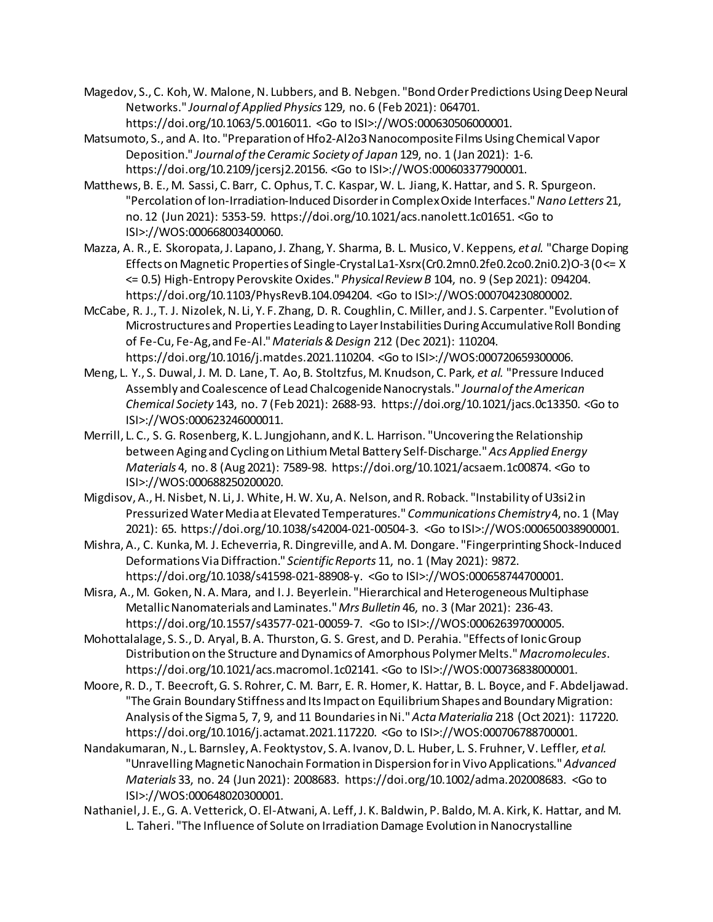Magedov, S., C. Koh, W. Malone, N. Lubbers, and B. Nebgen. "Bond Order Predictions Using Deep Neural Networks." *Journal of Applied Physics* 129, no. 6 (Feb 2021): 064701. https://doi.org/10.1063/5.0016011. <Go to ISI>://WOS:000630506000001.

Matsumoto, S., and A. Ito. "Preparation of Hfo2-Al2o3 Nanocomposite Films Using Chemical Vapor Deposition." *Journal of the Ceramic Society of Japan* 129, no. 1 (Jan 2021): 1-6. https://doi.org/10.2109/jcersj2.20156. <Go to ISI>://WOS:000603377900001.

Matthews, B. E., M. Sassi, C. Barr, C. Ophus, T. C. Kaspar, W. L. Jiang, K. Hattar, and S. R. Spurgeon. "Percolation of Ion-Irradiation-Induced Disorder in Complex Oxide Interfaces." *Nano Letters* 21, no. 12 (Jun 2021): 5353-59. https://doi.org/10.1021/acs.nanolett.1c01651. <Go to ISI>://WOS:000668003400060.

Mazza, A. R., E. Skoropata, J. Lapano, J. Zhang, Y. Sharma, B. L. Musico, V. Keppens*, et al.* "Charge Doping Effects on Magnetic Properties of Single-Crystal La1-Xsrx(Cr0.2mn0.2fe0.2co0.2ni0.2)O-3 (0 <= X <= 0.5) High-Entropy Perovskite Oxides." *Physical Review B* 104, no. 9 (Sep 2021): 094204. https://doi.org/10.1103/PhysRevB.104.094204. <Go to ISI>://WOS:000704230800002.

McCabe, R. J., T. J. Nizolek, N. Li, Y. F. Zhang, D. R. Coughlin, C. Miller, and J. S. Carpenter. "Evolution of Microstructures and Properties Leading to Layer Instabilities During Accumulative Roll Bonding of Fe-Cu, Fe-Ag, and Fe-Al." *Materials & Design* 212 (Dec 2021): 110204. https://doi.org/10.1016/j.matdes.2021.110204. <Go to ISI>://WOS:000720659300006.

Meng, L. Y., S. Duwal, J. M. D. Lane, T. Ao, B. Stoltzfus, M. Knudson, C. Park*, et al.* "Pressure Induced Assembly and Coalescence of Lead Chalcogenide Nanocrystals." *Journal of the American Chemical Society* 143, no. 7 (Feb 2021): 2688-93. https://doi.org/10.1021/jacs.0c13350. <Go to ISI>://WOS:000623246000011.

Merrill, L. C., S. G. Rosenberg, K. L. Jungjohann, and K. L. Harrison. "Uncovering the Relationship between Aging and Cycling on Lithium Metal Battery Self-Discharge." *Acs Applied Energy Materials* 4, no. 8 (Aug 2021): 7589-98. https://doi.org/10.1021/acsaem.1c00874. <Go to ISI>://WOS:000688250200020.

Migdisov, A., H. Nisbet, N. Li, J. White, H. W. Xu, A. Nelson, and R. Roback. "Instability of U3si2 in Pressurized Water Media at Elevated Temperatures." *Communications Chemistry* 4, no. 1 (May 2021): 65. https://doi.org/10.1038/s42004-021-00504-3. <Go to ISI>://WOS:000650038900001.

Mishra, A., C. Kunka, M. J. Echeverria, R. Dingreville, and A. M. Dongare. "Fingerprinting Shock-Induced Deformations Via Diffraction." *Scientific Reports* 11, no. 1 (May 2021): 9872. https://doi.org/10.1038/s41598-021-88908-y. <Go to ISI>://WOS:000658744700001.

Misra, A., M. Goken, N. A. Mara, and I. J. Beyerlein. "Hierarchical and Heterogeneous Multiphase Metallic Nanomaterials and Laminates." *Mrs Bulletin* 46, no. 3 (Mar 2021): 236-43. https://doi.org/10.1557/s43577-021-00059-7. <Go to ISI>://WOS:000626397000005.

Mohottalalage, S. S., D. Aryal, B. A. Thurston, G. S. Grest, and D. Perahia. "Effects of Ionic Group Distribution on the Structure and Dynamics of Amorphous Polymer Melts." *Macromolecules*. https://doi.org/10.1021/acs.macromol.1c02141. <Go to ISI>://WOS:000736838000001.

Moore, R. D., T. Beecroft, G. S. Rohrer, C. M. Barr, E. R. Homer, K. Hattar, B. L. Boyce, and F. Abdeljawad. "The Grain Boundary Stiffness and Its Impact on Equilibrium Shapes and Boundary Migration: Analysis of the Sigma 5, 7, 9, and 11 Boundaries in Ni." *Acta Materialia* 218 (Oct 2021): 117220. https://doi.org/10.1016/j.actamat.2021.117220. <Go to ISI>://WOS:000706788700001.

Nandakumaran, N., L. Barnsley, A. Feoktystov, S. A. Ivanov, D. L. Huber, L. S. Fruhner, V. Leffler*, et al.* "Unravelling Magnetic Nanochain Formation in Dispersion for in Vivo Applications." *Advanced Materials* 33, no. 24 (Jun 2021): 2008683. https://doi.org/10.1002/adma.202008683. <Go to ISI>://WOS:000648020300001.

Nathaniel, J. E., G. A. Vetterick, O. El-Atwani, A. Leff, J. K. Baldwin, P. Baldo, M. A. Kirk, K. Hattar, and M. L. Taheri. "The Influence of Solute on Irradiation Damage Evolution in Nanocrystalline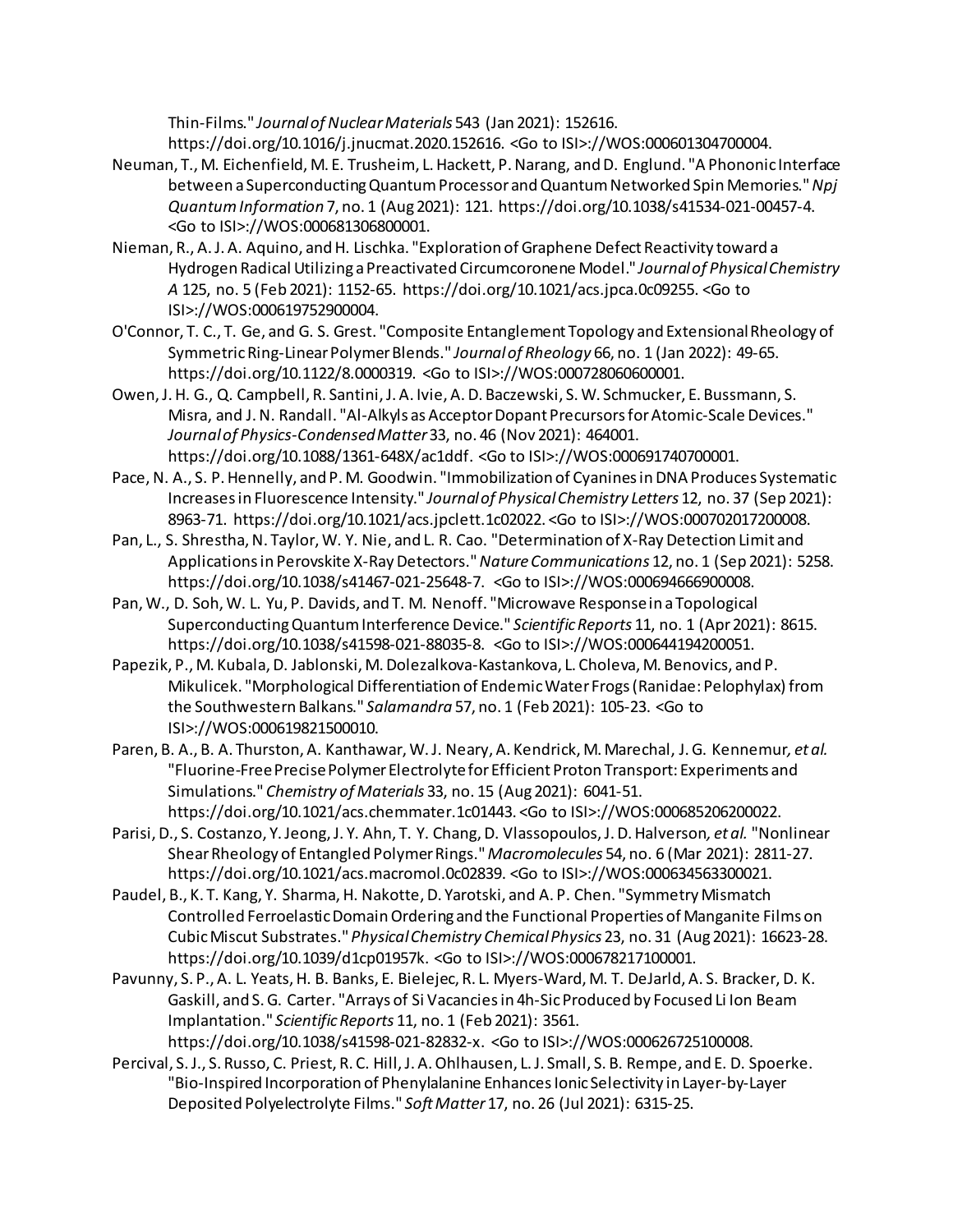Thin-Films." *Journal of Nuclear Materials* 543 (Jan 2021): 152616. https://doi.org/10.1016/j.jnucmat.2020.152616. <Go to ISI>://WOS:000601304700004.

Neuman, T., M. Eichenfield, M. E. Trusheim, L. Hackett, P. Narang, and D. Englund. "A Phononic Interface between a Superconducting Quantum Processor and Quantum Networked Spin Memories." *Npj Quantum Information* 7, no. 1 (Aug 2021): 121. https://doi.org/10.1038/s41534-021-00457-4. <Go to ISI>://WOS:000681306800001.

Nieman, R., A. J. A. Aquino, and H. Lischka. "Exploration of Graphene Defect Reactivity toward a Hydrogen Radical Utilizing a Preactivated Circumcoronene Model." *Journal of Physical Chemistry A* 125, no. 5 (Feb 2021): 1152-65. https://doi.org/10.1021/acs.jpca.0c09255. <Go to ISI>://WOS:000619752900004.

O'Connor, T. C., T. Ge, and G. S. Grest. "Composite Entanglement Topology and Extensional Rheology of Symmetric Ring-Linear Polymer Blends." *Journal of Rheology* 66, no. 1 (Jan 2022): 49-65. https://doi.org/10.1122/8.0000319. <Go to ISI>://WOS:000728060600001.

Owen, J. H. G., Q. Campbell, R. Santini, J. A. Ivie, A. D. Baczewski, S. W. Schmucker, E. Bussmann, S. Misra, and J. N. Randall. "Al-Alkyls as Acceptor Dopant Precursors for Atomic-Scale Devices." *Journal of Physics-Condensed Matter* 33, no. 46 (Nov 2021): 464001. https://doi.org/10.1088/1361-648X/ac1ddf. <Go to ISI>://WOS:000691740700001.

Pace, N. A., S. P. Hennelly, and P. M. Goodwin. "Immobilization of Cyanines in DNA Produces Systematic Increases in Fluorescence Intensity." *Journal of Physical Chemistry Letters* 12, no. 37 (Sep 2021): 8963-71. https://doi.org/10.1021/acs.jpclett.1c02022. <Go to ISI>://WOS:000702017200008.

Pan, L., S. Shrestha, N. Taylor, W. Y. Nie, and L. R. Cao. "Determination of X-Ray Detection Limit and Applications in Perovskite X-Ray Detectors." *Nature Communications* 12, no. 1 (Sep 2021): 5258. https://doi.org/10.1038/s41467-021-25648-7. <Go to ISI>://WOS:000694666900008.

Pan, W., D. Soh, W. L. Yu, P. Davids, and T. M. Nenoff. "Microwave Response in a Topological Superconducting Quantum Interference Device." *Scientific Reports* 11, no. 1 (Apr 2021): 8615. https://doi.org/10.1038/s41598-021-88035-8. <Go to ISI>://WOS:000644194200051.

Papezik, P., M. Kubala, D. Jablonski, M. Dolezalkova-Kastankova, L. Choleva, M. Benovics, and P. Mikulicek. "Morphological Differentiation of Endemic Water Frogs (Ranidae: Pelophylax) from the Southwestern Balkans." *Salamandra* 57, no. 1 (Feb 2021): 105-23. <Go to ISI>://WOS:000619821500010.

Paren, B. A., B. A. Thurston, A. Kanthawar, W. J. Neary, A. Kendrick, M. Marechal, J. G. Kennemur*, et al.* "Fluorine-Free Precise Polymer Electrolyte for Efficient Proton Transport: Experiments and Simulations." *Chemistry of Materials* 33, no. 15 (Aug 2021): 6041-51. https://doi.org/10.1021/acs.chemmater.1c01443. <Go to ISI>://WOS:000685206200022.

Parisi, D., S. Costanzo, Y. Jeong, J. Y. Ahn, T. Y. Chang, D. Vlassopoulos, J. D. Halverson*, et al.* "Nonlinear Shear Rheology of Entangled Polymer Rings." *Macromolecules* 54, no. 6 (Mar 2021): 2811-27. https://doi.org/10.1021/acs.macromol.0c02839. <Go to ISI>://WOS:000634563300021.

Paudel, B., K. T. Kang, Y. Sharma, H. Nakotte, D. Yarotski, and A. P. Chen. "Symmetry Mismatch Controlled Ferroelastic Domain Ordering and the Functional Properties of Manganite Films on Cubic Miscut Substrates." *Physical Chemistry Chemical Physics* 23, no. 31 (Aug 2021): 16623-28. https://doi.org/10.1039/d1cp01957k. <Go to ISI>://WOS:000678217100001.

Pavunny, S. P., A. L. Yeats, H. B. Banks, E. Bielejec, R. L. Myers-Ward, M. T. DeJarld, A. S. Bracker, D. K. Gaskill, and S. G. Carter. "Arrays of Si Vacancies in 4h-Sic Produced by Focused Li Ion Beam Implantation." *Scientific Reports* 11, no. 1 (Feb 2021): 3561. https://doi.org/10.1038/s41598-021-82832-x. <Go to ISI>://WOS:000626725100008.

Percival, S. J., S. Russo, C. Priest, R. C. Hill, J. A. Ohlhausen, L. J. Small, S. B. Rempe, and E. D. Spoerke. "Bio-Inspired Incorporation of Phenylalanine Enhances Ionic Selectivity in Layer-by-Layer Deposited Polyelectrolyte Films." *Soft Matter* 17, no. 26 (Jul 2021): 6315-25.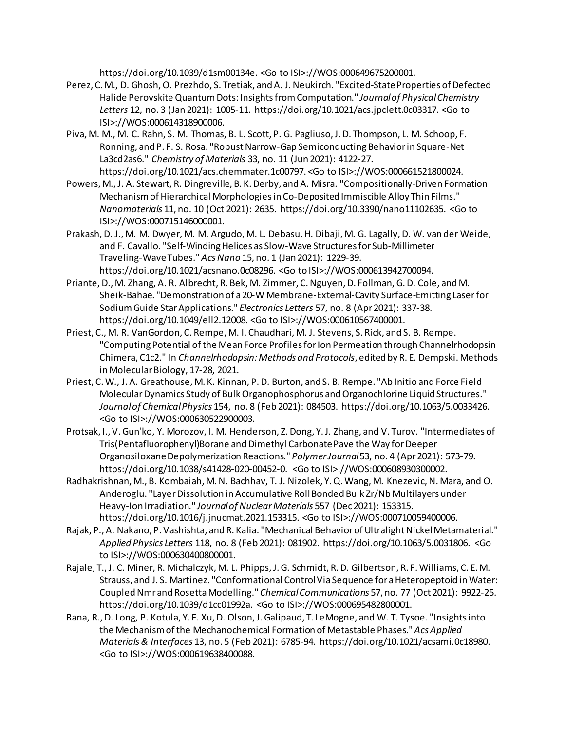https://doi.org/10.1039/d1sm00134e. <Go to ISI>://WOS:000649675200001.

Perez, C. M., D. Ghosh, O. Prezhdo, S. Tretiak, and A. J. Neukirch. "Excited-State Properties of Defected Halide Perovskite Quantum Dots: Insights from Computation." *Journal of Physical Chemistry Letters* 12, no. 3 (Jan 2021): 1005-11. https://doi.org/10.1021/acs.jpclett.0c03317. <Go to ISI>://WOS:000614318900006.

Piva, M. M., M. C. Rahn, S. M. Thomas, B. L. Scott, P. G. Pagliuso, J. D. Thompson, L. M. Schoop, F. Ronning, and P. F. S. Rosa. "Robust Narrow-Gap Semiconducting Behavior in Square-Net La3cd2as6." *Chemistry of Materials* 33, no. 11 (Jun 2021): 4122-27. https://doi.org/10.1021/acs.chemmater.1c00797. <Go to ISI>://WOS:000661521800024.

Powers, M., J. A. Stewart, R. Dingreville, B. K. Derby, and A. Misra. "Compositionally-Driven Formation Mechanism of Hierarchical Morphologies in Co-Deposited Immiscible Alloy Thin Films." *Nanomaterials* 11, no. 10 (Oct 2021): 2635. https://doi.org/10.3390/nano11102635. <Go to ISI>://WOS:000715146000001.

Prakash, D. J., M. M. Dwyer, M. M. Argudo, M. L. Debasu, H. Dibaji, M. G. Lagally, D. W. van der Weide, and F. Cavallo. "Self-Winding Helices as Slow-Wave Structures for Sub-Millimeter Traveling-Wave Tubes." *Acs Nano* 15, no. 1 (Jan 2021): 1229-39. https://doi.org/10.1021/acsnano.0c08296. <Go to ISI>://WOS:000613942700094.

Priante, D., M. Zhang, A. R. Albrecht, R. Bek, M. Zimmer, C. Nguyen, D. Follman, G. D. Cole, and M. Sheik-Bahae. "Demonstration of a 20-W Membrane-External-Cavity Surface-Emitting Laser for Sodium Guide Star Applications." *Electronics Letters* 57, no. 8 (Apr 2021): 337-38. https://doi.org/10.1049/ell2.12008. <Go to ISI>://WOS:000610567400001.

Priest, C., M. R. VanGordon, C. Rempe, M. I. Chaudhari, M. J. Stevens, S. Rick, and S. B. Rempe. "Computing Potential of the Mean Force Profiles for Ion Permeation through Channelrhodopsin Chimera, C1c2." In *Channelrhodopsin: Methods and Protocols*, edited by R. E. Dempski. Methods in Molecular Biology, 17-28, 2021.

Priest, C. W., J. A. Greathouse, M. K. Kinnan, P. D. Burton, and S. B. Rempe. "Ab Initio and Force Field Molecular Dynamics Study of Bulk Organophosphorus and Organochlorine Liquid Structures." *Journal of Chemical Physics* 154, no. 8 (Feb 2021): 084503. https://doi.org/10.1063/5.0033426. <Go to ISI>://WOS:000630522900003.

Protsak, I., V. Gun'ko, Y. Morozov, I. M. Henderson, Z. Dong, Y. J. Zhang, and V. Turov. "Intermediates of Tris(Pentafluorophenyl)Borane and Dimethyl Carbonate Pave the Way for Deeper Organosiloxane Depolymerization Reactions." *Polymer Journal* 53, no. 4 (Apr 2021): 573-79. https://doi.org/10.1038/s41428-020-00452-0. <Go to ISI>://WOS:000608930300002.

Radhakrishnan, M., B. Kombaiah, M. N. Bachhav, T. J. Nizolek, Y. Q. Wang, M. Knezevic, N. Mara, and O. Anderoglu. "Layer Dissolution in Accumulative Roll Bonded Bulk Zr/Nb Multilayers under Heavy-Ion Irradiation." *Journal of Nuclear Materials* 557 (Dec 2021): 153315. https://doi.org/10.1016/j.jnucmat.2021.153315. <Go to ISI>://WOS:000710059400006.

Rajak, P., A. Nakano, P. Vashishta, and R. Kalia. "Mechanical Behavior of Ultralight Nickel Metamaterial." *Applied Physics Letters* 118, no. 8 (Feb 2021): 081902. https://doi.org/10.1063/5.0031806. <Go to ISI>://WOS:000630400800001.

Rajale, T., J. C. Miner, R. Michalczyk, M. L. Phipps, J. G. Schmidt, R. D. Gilbertson, R. F. Williams, C. E. M. Strauss, and J. S. Martinez. "Conformational Control Via Sequence for a Heteropeptoid in Water: Coupled Nmr and Rosetta Modelling." *Chemical Communications* 57, no. 77 (Oct 2021): 9922-25. https://doi.org/10.1039/d1cc01992a. <Go to ISI>://WOS:000695482800001.

Rana, R., D. Long, P. Kotula, Y. F. Xu, D. Olson, J. Galipaud, T. LeMogne, and W. T. Tysoe. "Insights into the Mechanism of the Mechanochemical Formation of Metastable Phases." *Acs Applied Materials & Interfaces* 13, no. 5 (Feb 2021): 6785-94. https://doi.org/10.1021/acsami.0c18980. <Go to ISI>://WOS:000619638400088.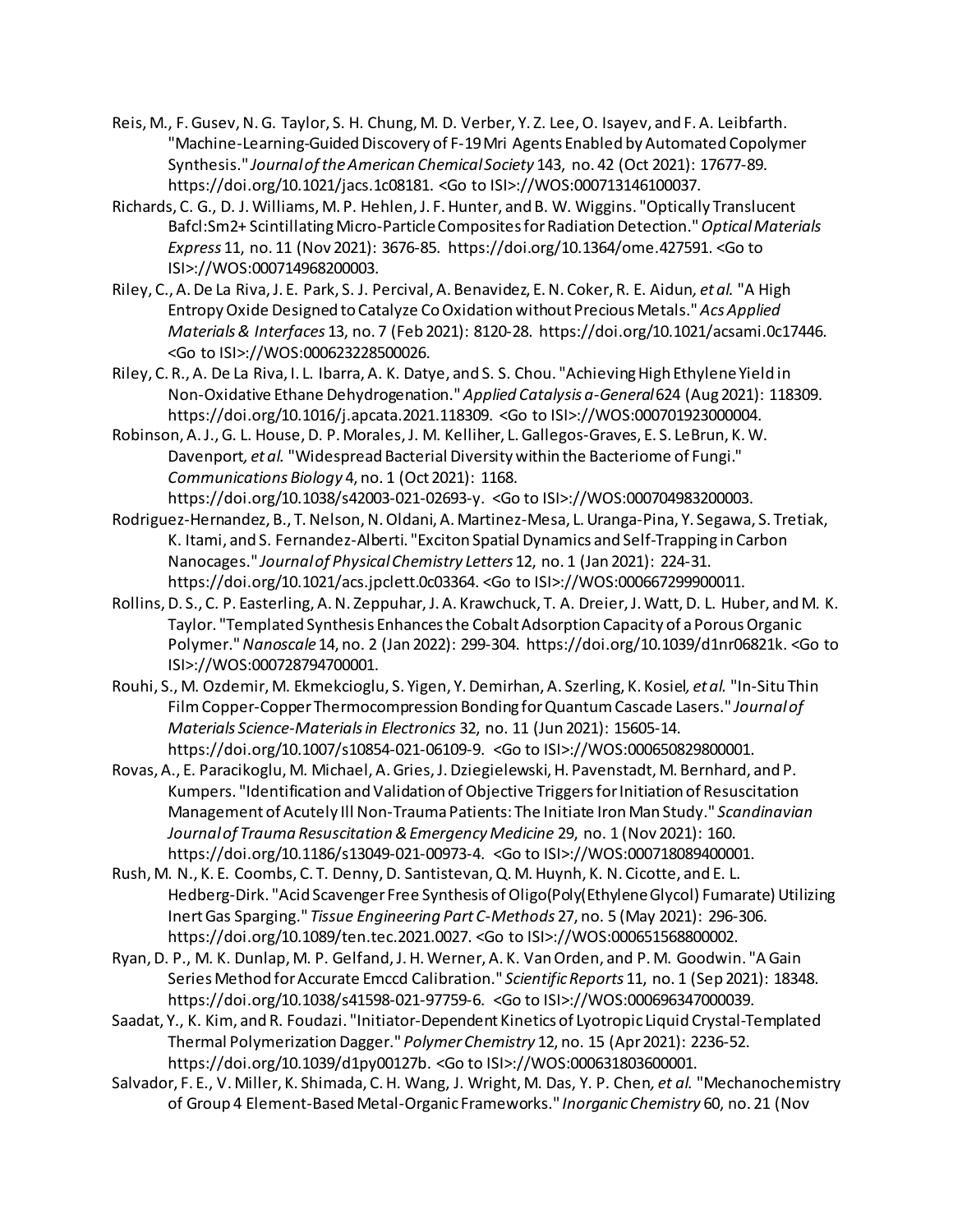Reis, M., F. Gusev, N. G. Taylor, S. H. Chung, M. D. Verber, Y. Z. Lee, O. Isayev, and F. A. Leibfarth. "Machine-Learning-Guided Discovery of F-19 Mri Agents Enabled by Automated Copolymer Synthesis." *Journal of the American Chemical Society* 143, no. 42 (Oct 2021): 17677-89. https://doi.org/10.1021/jacs.1c08181. <Go to ISI>://WOS:000713146100037.

Richards, C. G., D. J. Williams, M. P. Hehlen, J. F. Hunter, and B. W. Wiggins. "Optically Translucent Bafcl:Sm2+ Scintillating Micro-Particle Composites for Radiation Detection." *Optical Materials Express* 11, no. 11 (Nov 2021): 3676-85. https://doi.org/10.1364/ome.427591. <Go to ISI>://WOS:000714968200003.

Riley, C., A. De La Riva, J. E. Park, S. J. Percival, A. Benavidez, E. N. Coker, R. E. Aidun*, et al.* "A High Entropy Oxide Designed to Catalyze Co Oxidation without Precious Metals." *Acs Applied Materials & Interfaces* 13, no. 7 (Feb 2021): 8120-28. https://doi.org/10.1021/acsami.0c17446. <Go to ISI>://WOS:000623228500026.

Riley, C. R., A. De La Riva, I. L. Ibarra, A. K. Datye, and S. S. Chou. "Achieving High Ethylene Yield in Non-Oxidative Ethane Dehydrogenation." *Applied Catalysis a-General* 624 (Aug 2021): 118309. https://doi.org/10.1016/j.apcata.2021.118309. <Go to ISI>://WOS:000701923000004.

Robinson, A. J., G. L. House, D. P. Morales, J. M. Kelliher, L. Gallegos-Graves, E. S. LeBrun, K. W. Davenport*, et al.* "Widespread Bacterial Diversity within the Bacteriome of Fungi." *Communications Biology* 4, no. 1 (Oct 2021): 1168. https://doi.org/10.1038/s42003-021-02693-y. <Go to ISI>://WOS:000704983200003.

Rodriguez-Hernandez, B., T. Nelson, N. Oldani, A. Martinez-Mesa, L. Uranga-Pina, Y. Segawa, S. Tretiak, K. Itami, and S. Fernandez-Alberti. "Exciton Spatial Dynamics and Self-Trapping in Carbon Nanocages." *Journal of Physical Chemistry Letters* 12, no. 1 (Jan 2021): 224-31. https://doi.org/10.1021/acs.jpclett.0c03364. <Go to ISI>://WOS:000667299900011.

Rollins, D. S., C. P. Easterling, A. N. Zeppuhar, J. A. Krawchuck, T. A. Dreier, J. Watt, D. L. Huber, and M. K. Taylor. "Templated Synthesis Enhances the Cobalt Adsorption Capacity of a Porous Organic Polymer." *Nanoscale* 14, no. 2 (Jan 2022): 299-304. https://doi.org/10.1039/d1nr06821k. <Go to ISI>://WOS:000728794700001.

Rouhi, S., M. Ozdemir, M. Ekmekcioglu, S. Yigen, Y. Demirhan, A. Szerling, K. Kosiel*, et al.* "In-Situ Thin Film Copper-Copper Thermocompression Bonding for Quantum Cascade Lasers." *Journal of Materials Science-Materials in Electronics* 32, no. 11 (Jun 2021): 15605-14. https://doi.org/10.1007/s10854-021-06109-9. <Go to ISI>://WOS:000650829800001.

Rovas, A., E. Paracikoglu, M. Michael, A. Gries, J. Dziegielewski, H. Pavenstadt, M. Bernhard, and P. Kumpers. "Identification and Validation of Objective Triggers for Initiation of Resuscitation Management of Acutely Ill Non-Trauma Patients: The Initiate Iron Man Study." *Scandinavian Journal of Trauma Resuscitation & Emergency Medicine* 29, no. 1 (Nov 2021): 160. https://doi.org/10.1186/s13049-021-00973-4. <Go to ISI>://WOS:000718089400001.

Rush, M. N., K. E. Coombs, C. T. Denny, D. Santistevan, Q. M. Huynh, K. N. Cicotte, and E. L. Hedberg-Dirk. "Acid Scavenger Free Synthesis of Oligo(Poly(Ethylene Glycol) Fumarate) Utilizing Inert Gas Sparging." *Tissue Engineering Part C-Methods* 27, no. 5 (May 2021): 296-306. https://doi.org/10.1089/ten.tec.2021.0027. <Go to ISI>://WOS:000651568800002.

Ryan, D. P., M. K. Dunlap, M. P. Gelfand, J. H. Werner, A. K. Van Orden, and P. M. Goodwin. "A Gain Series Method for Accurate Emccd Calibration." *Scientific Reports* 11, no. 1 (Sep 2021): 18348. https://doi.org/10.1038/s41598-021-97759-6. <Go to ISI>://WOS:000696347000039.

Saadat, Y., K. Kim, and R. Foudazi. "Initiator-Dependent Kinetics of Lyotropic Liquid Crystal-Templated Thermal Polymerization Dagger." *Polymer Chemistry* 12, no. 15 (Apr 2021): 2236-52. https://doi.org/10.1039/d1py00127b. <Go to ISI>://WOS:000631803600001.

Salvador, F. E., V. Miller, K. Shimada, C. H. Wang, J. Wright, M. Das, Y. P. Chen*, et al.* "Mechanochemistry of Group 4 Element-Based Metal-Organic Frameworks." *Inorganic Chemistry* 60, no. 21 (Nov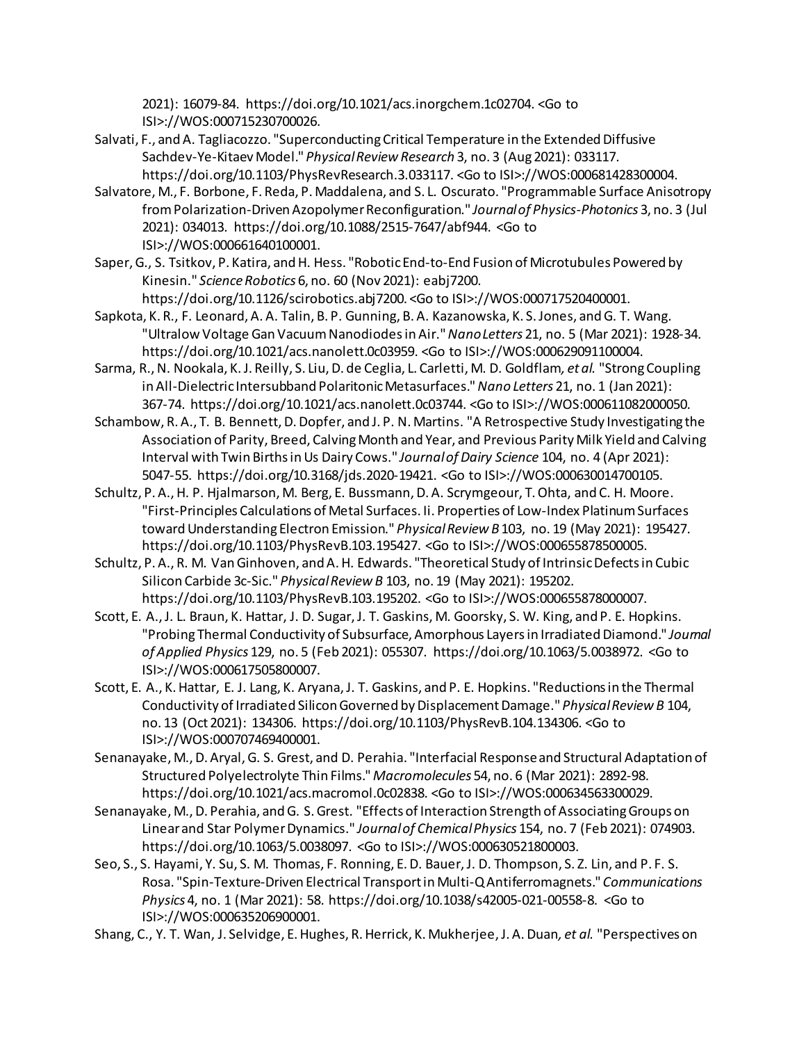2021): 16079-84. https://doi.org/10.1021/acs.inorgchem.1c02704. <Go to ISI>://WOS:000715230700026.

Salvati, F., and A. Tagliacozzo. "Superconducting Critical Temperature in the Extended Diffusive Sachdev-Ye-Kitaev Model." *Physical Review Research* 3, no. 3 (Aug 2021): 033117. https://doi.org/10.1103/PhysRevResearch.3.033117. <Go to ISI>://WOS:000681428300004.

Salvatore, M., F. Borbone, F. Reda, P. Maddalena, and S. L. Oscurato. "Programmable Surface Anisotropy from Polarization-Driven Azopolymer Reconfiguration." *Journal of Physics-Photonics* 3, no. 3 (Jul 2021): 034013. https://doi.org/10.1088/2515-7647/abf944. <Go to ISI>://WOS:000661640100001.

Saper, G., S. Tsitkov, P. Katira, and H. Hess. "Robotic End-to-End Fusion of Microtubules Powered by Kinesin." *Science Robotics* 6, no. 60 (Nov 2021): eabj7200. https://doi.org/10.1126/scirobotics.abj7200. <Go to ISI>://WOS:000717520400001.

Sapkota, K. R., F. Leonard, A. A. Talin, B. P. Gunning, B. A. Kazanowska, K. S. Jones, and G. T. Wang. "Ultralow Voltage Gan Vacuum Nanodiodes in Air." *Nano Letters* 21, no. 5 (Mar 2021): 1928-34. https://doi.org/10.1021/acs.nanolett.0c03959. <Go to ISI>://WOS:000629091100004.

Sarma, R., N. Nookala, K. J. Reilly, S. Liu, D. de Ceglia, L. Carletti, M. D. Goldflam*, et al.* "Strong Coupling in All-Dielectric Intersubband Polaritonic Metasurfaces." *Nano Letters* 21, no. 1 (Jan 2021): 367-74. https://doi.org/10.1021/acs.nanolett.0c03744. <Go to ISI>://WOS:000611082000050.

Schambow, R. A., T. B. Bennett, D. Dopfer, and J. P. N. Martins. "A Retrospective Study Investigating the Association of Parity, Breed, Calving Month and Year, and Previous Parity Milk Yield and Calving Interval with Twin Births in Us Dairy Cows." *Journal of Dairy Science* 104, no. 4 (Apr 2021): 5047-55. https://doi.org/10.3168/jds.2020-19421. <Go to ISI>://WOS:000630014700105.

Schultz, P. A., H. P. Hjalmarson, M. Berg, E. Bussmann, D. A. Scrymgeour, T. Ohta, and C. H. Moore. "First-Principles Calculations of Metal Surfaces. Ii. Properties of Low-Index Platinum Surfaces toward Understanding Electron Emission." *Physical Review B* 103, no. 19 (May 2021): 195427. https://doi.org/10.1103/PhysRevB.103.195427. <Go to ISI>://WOS:000655878500005.

Schultz, P. A., R. M. Van Ginhoven, and A. H. Edwards. "Theoretical Study of Intrinsic Defects in Cubic Silicon Carbide 3c-Sic." *Physical Review B* 103, no. 19 (May 2021): 195202. https://doi.org/10.1103/PhysRevB.103.195202. <Go to ISI>://WOS:000655878000007.

Scott, E. A., J. L. Braun, K. Hattar, J. D. Sugar, J. T. Gaskins, M. Goorsky, S. W. King, and P. E. Hopkins. "Probing Thermal Conductivity of Subsurface, Amorphous Layers in Irradiated Diamond." *Journal of Applied Physics* 129, no. 5 (Feb 2021): 055307. https://doi.org/10.1063/5.0038972. <Go to ISI>://WOS:000617505800007.

Scott, E. A., K. Hattar, E. J. Lang, K. Aryana, J. T. Gaskins, and P. E. Hopkins. "Reductions in the Thermal Conductivity of Irradiated Silicon Governed by Displacement Damage." *Physical Review B* 104, no. 13 (Oct 2021): 134306. https://doi.org/10.1103/PhysRevB.104.134306. <Go to ISI>://WOS:000707469400001.

Senanayake, M., D. Aryal, G. S. Grest, and D. Perahia. "Interfacial Response and Structural Adaptation of Structured Polyelectrolyte Thin Films." *Macromolecules* 54, no. 6 (Mar 2021): 2892-98. https://doi.org/10.1021/acs.macromol.0c02838. <Go to ISI>://WOS:000634563300029.

Senanayake, M., D. Perahia, and G. S. Grest. "Effects of Interaction Strength of Associating Groups on Linear and Star Polymer Dynamics." *Journal of Chemical Physics* 154, no. 7 (Feb 2021): 074903. https://doi.org/10.1063/5.0038097. <Go to ISI>://WOS:000630521800003.

Seo, S., S. Hayami, Y. Su, S. M. Thomas, F. Ronning, E. D. Bauer, J. D. Thompson, S. Z. Lin, and P. F. S. Rosa. "Spin-Texture-Driven Electrical Transport in Multi-Q Antiferromagnets." *Communications Physics* 4, no. 1 (Mar 2021): 58. https://doi.org/10.1038/s42005-021-00558-8. <Go to ISI>://WOS:000635206900001.

Shang, C., Y. T. Wan, J. Selvidge, E. Hughes, R. Herrick, K. Mukherjee, J. A. Duan*, et al.* "Perspectives on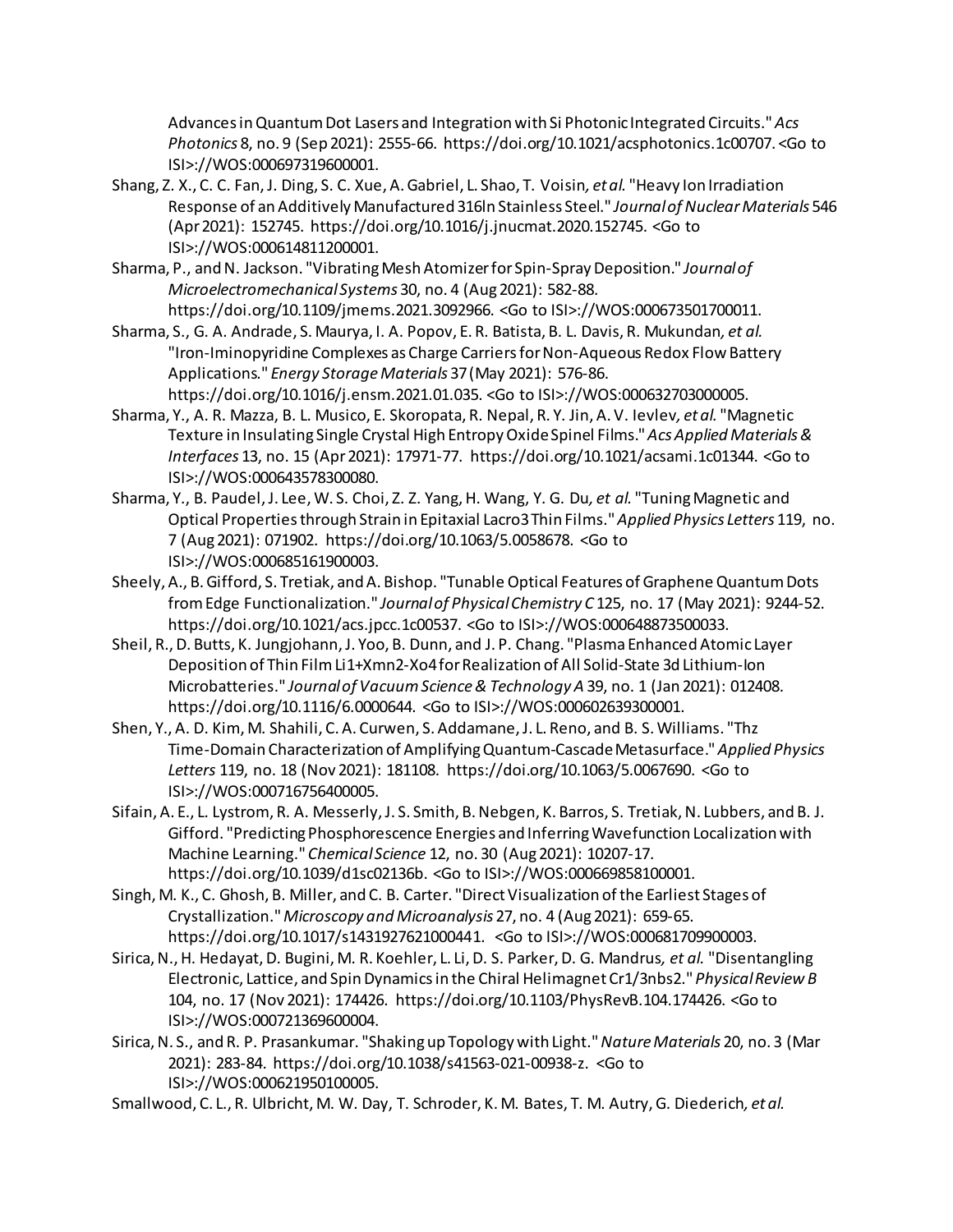Advances in Quantum Dot Lasers and Integration with Si Photonic Integrated Circuits." *Acs Photonics* 8, no. 9 (Sep 2021): 2555-66. https://doi.org/10.1021/acsphotonics.1c00707. <Go to ISI>://WOS:000697319600001.

Shang, Z. X., C. C. Fan, J. Ding, S. C. Xue, A. Gabriel, L. Shao, T. Voisin*, et al.* "Heavy Ion Irradiation Response of an Additively Manufactured 316ln Stainless Steel." *Journal of Nuclear Materials* 546 (Apr 2021): 152745. https://doi.org/10.1016/j.jnucmat.2020.152745. <Go to ISI>://WOS:000614811200001.

Sharma, P., and N. Jackson. "Vibrating Mesh Atomizer for Spin-Spray Deposition." *Journal of Microelectromechanical Systems* 30, no. 4 (Aug 2021): 582-88. https://doi.org/10.1109/jmems.2021.3092966. <Go to ISI>://WOS:000673501700011.

Sharma, S., G. A. Andrade, S. Maurya, I. A. Popov, E. R. Batista, B. L. Davis, R. Mukundan*, et al.* "Iron-Iminopyridine Complexes as Charge Carriers for Non-Aqueous Redox Flow Battery Applications." *Energy Storage Materials* 37 (May 2021): 576-86. https://doi.org/10.1016/j.ensm.2021.01.035. <Go to ISI>://WOS:000632703000005.

Sharma, Y., A. R. Mazza, B. L. Musico, E. Skoropata, R. Nepal, R. Y. Jin, A. V. Ievlev*, et al.* "Magnetic Texture in Insulating Single Crystal High Entropy Oxide Spinel Films." *Acs Applied Materials & Interfaces* 13, no. 15 (Apr 2021): 17971-77. https://doi.org/10.1021/acsami.1c01344. <Go to ISI>://WOS:000643578300080.

Sharma, Y., B. Paudel, J. Lee, W. S. Choi, Z. Z. Yang, H. Wang, Y. G. Du*, et al.* "Tuning Magnetic and Optical Properties through Strain in Epitaxial Lacro3 Thin Films." *Applied Physics Letters* 119, no. 7 (Aug 2021): 071902. https://doi.org/10.1063/5.0058678. <Go to ISI>://WOS:000685161900003.

Sheely, A., B. Gifford, S. Tretiak, and A. Bishop. "Tunable Optical Features of Graphene Quantum Dots from Edge Functionalization." *Journal of Physical Chemistry C* 125, no. 17 (May 2021): 9244-52. https://doi.org/10.1021/acs.jpcc.1c00537. <Go to ISI>://WOS:000648873500033.

Sheil, R., D. Butts, K. Jungjohann, J. Yoo, B. Dunn, and J. P. Chang. "Plasma Enhanced Atomic Layer Deposition of Thin Film Li1+Xmn2-Xo4 for Realization of All Solid-State 3d Lithium-Ion Microbatteries." *Journal of Vacuum Science & Technology A* 39, no. 1 (Jan 2021): 012408. https://doi.org/10.1116/6.0000644. <Go to ISI>://WOS:000602639300001.

Shen, Y., A. D. Kim, M. Shahili, C. A. Curwen, S. Addamane, J. L. Reno, and B. S. Williams. "Thz Time-Domain Characterization of Amplifying Quantum-Cascade Metasurface." *Applied Physics Letters* 119, no. 18 (Nov 2021): 181108. https://doi.org/10.1063/5.0067690. <Go to ISI>://WOS:000716756400005.

Sifain, A. E., L. Lystrom, R. A. Messerly, J. S. Smith, B. Nebgen, K. Barros, S. Tretiak, N. Lubbers, and B. J. Gifford. "Predicting Phosphorescence Energies and Inferring Wavefunction Localization with Machine Learning." *Chemical Science* 12, no. 30 (Aug 2021): 10207-17. https://doi.org/10.1039/d1sc02136b. <Go to ISI>://WOS:000669858100001.

Singh, M. K., C. Ghosh, B. Miller, and C. B. Carter. "Direct Visualization of the Earliest Stages of Crystallization." *Microscopy and Microanalysis* 27, no. 4 (Aug 2021): 659-65. https://doi.org/10.1017/s1431927621000441. <Go to ISI>://WOS:000681709900003.

Sirica, N., H. Hedayat, D. Bugini, M. R. Koehler, L. Li, D. S. Parker, D. G. Mandrus*, et al.* "Disentangling Electronic, Lattice, and Spin Dynamics in the Chiral Helimagnet Cr1/3nbs2." *Physical Review B* 104, no. 17 (Nov 2021): 174426. https://doi.org/10.1103/PhysRevB.104.174426. <Go to ISI>://WOS:000721369600004.

Sirica, N. S., and R. P. Prasankumar. "Shaking up Topology with Light." *Nature Materials* 20, no. 3 (Mar 2021): 283-84. https://doi.org/10.1038/s41563-021-00938-z. <Go to ISI>://WOS:000621950100005.

Smallwood, C. L., R. Ulbricht, M. W. Day, T. Schroder, K. M. Bates, T. M. Autry, G. Diederich*, et al.*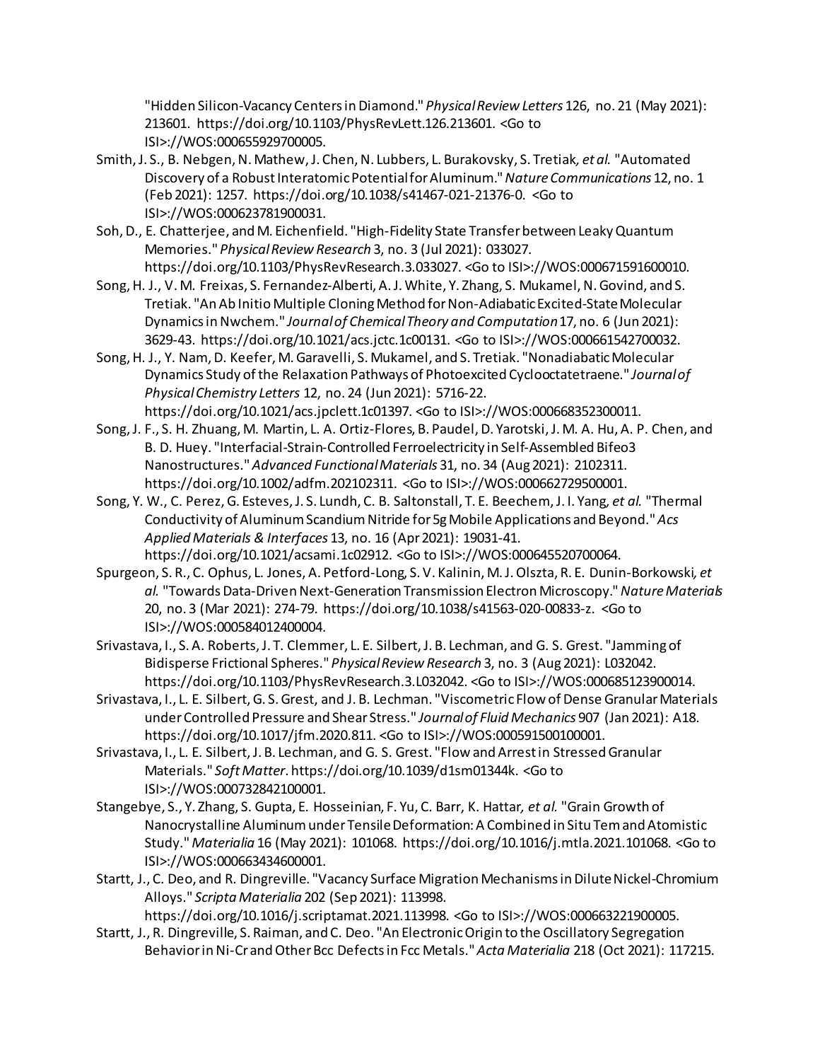"Hidden Silicon-Vacancy Centers in Diamond." *Physical Review Letters* 126, no. 21 (May 2021): 213601. https://doi.org/10.1103/PhysRevLett.126.213601. <Go to ISI>://WOS:000655929700005.

Smith, J. S., B. Nebgen, N. Mathew, J. Chen, N. Lubbers, L. Burakovsky, S. Tretiak*, et al.* "Automated Discovery of a Robust Interatomic Potential for Aluminum." *Nature Communications* 12, no. 1 (Feb 2021): 1257. https://doi.org/10.1038/s41467-021-21376-0. <Go to ISI>://WOS:000623781900031.

Soh, D., E. Chatterjee, and M. Eichenfield. "High-Fidelity State Transfer between Leaky Quantum Memories." *Physical Review Research* 3, no. 3 (Jul 2021): 033027. https://doi.org/10.1103/PhysRevResearch.3.033027. <Go to ISI>://WOS:000671591600010.

Song, H. J., V. M. Freixas, S. Fernandez-Alberti, A. J. White, Y. Zhang, S. Mukamel, N. Govind, and S. Tretiak. "An Ab Initio Multiple Cloning Method for Non-Adiabatic Excited-State Molecular Dynamics in Nwchem." *Journal of Chemical Theory and Computation* 17, no. 6 (Jun 2021): 3629-43. https://doi.org/10.1021/acs.jctc.1c00131. <Go to ISI>://WOS:000661542700032.

Song, H. J., Y. Nam, D. Keefer, M. Garavelli, S. Mukamel, and S. Tretiak. "Nonadiabatic Molecular Dynamics Study of the Relaxation Pathways of Photoexcited Cyclooctatetraene." *Journal of Physical Chemistry Letters* 12, no. 24 (Jun 2021): 5716-22. https://doi.org/10.1021/acs.jpclett.1c01397. <Go to ISI>://WOS:000668352300011.

Song, J. F., S. H. Zhuang, M. Martin, L. A. Ortiz-Flores, B. Paudel, D. Yarotski, J. M. A. Hu, A. P. Chen, and B. D. Huey. "Interfacial-Strain-Controlled Ferroelectricity in Self-Assembled Bifeo3 Nanostructures." *Advanced Functional Materials* 31, no. 34 (Aug 2021): 2102311. https://doi.org/10.1002/adfm.202102311. <Go to ISI>://WOS:000662729500001.

Song, Y. W., C. Perez, G. Esteves, J. S. Lundh, C. B. Saltonstall, T. E. Beechem, J. I. Yang*, et al.* "Thermal Conductivity of Aluminum Scandium Nitride for 5g Mobile Applications and Beyond." *Acs Applied Materials & Interfaces* 13, no. 16 (Apr 2021): 19031-41. https://doi.org/10.1021/acsami.1c02912. <Go to ISI>://WOS:000645520700064.

Spurgeon, S. R., C. Ophus, L. Jones, A. Petford-Long, S. V. Kalinin, M. J. Olszta, R. E. Dunin-Borkowski*, et al.* "Towards Data-Driven Next-Generation Transmission Electron Microscopy." *Nature Materials* 20, no. 3 (Mar 2021): 274-79. https://doi.org/10.1038/s41563-020-00833-z. <Go to ISI>://WOS:000584012400004.

Srivastava, I., S. A. Roberts, J. T. Clemmer, L. E. Silbert, J. B. Lechman, and G. S. Grest. "Jamming of Bidisperse Frictional Spheres." *Physical Review Research* 3, no. 3 (Aug 2021): L032042. https://doi.org/10.1103/PhysRevResearch.3.L032042. <Go to ISI>://WOS:000685123900014.

Srivastava, I., L. E. Silbert, G. S. Grest, and J. B. Lechman. "Viscometric Flow of Dense Granular Materials under Controlled Pressure and Shear Stress." *Journal of Fluid Mechanics* 907 (Jan 2021): A18. https://doi.org/10.1017/jfm.2020.811. <Go to ISI>://WOS:000591500100001.

Srivastava, I., L. E. Silbert, J. B. Lechman, and G. S. Grest. "Flow and Arrest in Stressed Granular Materials." *Soft Matter*. https://doi.org/10.1039/d1sm01344k. <Go to ISI>://WOS:000732842100001.

Stangebye, S., Y. Zhang, S. Gupta, E. Hosseinian, F. Yu, C. Barr, K. Hattar*, et al.* "Grain Growth of Nanocrystalline Aluminum under Tensile Deformation: A Combined in Situ Tem and Atomistic Study." *Materialia* 16 (May 2021): 101068. https://doi.org/10.1016/j.mtla.2021.101068. <Go to ISI>://WOS:000663434600001.

Startt, J., C. Deo, and R. Dingreville. "Vacancy Surface Migration Mechanisms in Dilute Nickel-Chromium Alloys." *Scripta Materialia* 202 (Sep 2021): 113998. https://doi.org/10.1016/j.scriptamat.2021.113998. <Go to ISI>://WOS:000663221900005.

Startt, J., R. Dingreville, S. Raiman, and C. Deo. "An Electronic Origin to the Oscillatory Segregation Behavior in Ni-Cr and Other Bcc Defects in Fcc Metals." *Acta Materialia* 218 (Oct 2021): 117215.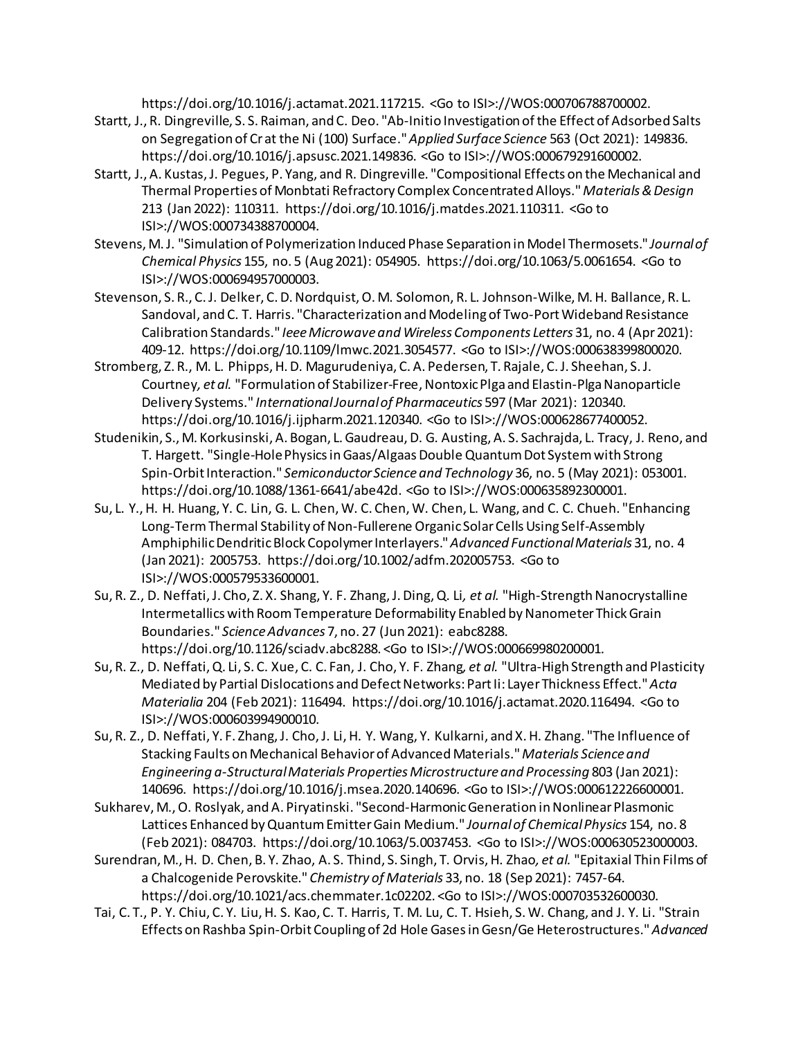https://doi.org/10.1016/j.actamat.2021.117215. <Go to ISI>://WOS:000706788700002.

Startt, J., R. Dingreville, S. S. Raiman, and C. Deo. "Ab-Initio Investigation of the Effect of Adsorbed Salts on Segregation of Cr at the Ni (100) Surface." *Applied Surface Science* 563 (Oct 2021): 149836. https://doi.org/10.1016/j.apsusc.2021.149836. <Go to ISI>://WOS:000679291600002.

Startt, J., A. Kustas, J. Pegues, P. Yang, and R. Dingreville. "Compositional Effects on the Mechanical and Thermal Properties of Monbtati Refractory Complex Concentrated Alloys." *Materials & Design* 213 (Jan 2022): 110311. https://doi.org/10.1016/j.matdes.2021.110311. <Go to ISI>://WOS:000734388700004.

Stevens, M. J. "Simulation of Polymerization Induced Phase Separation in Model Thermosets." *Journal of Chemical Physics* 155, no. 5 (Aug 2021): 054905. https://doi.org/10.1063/5.0061654. <Go to ISI>://WOS:000694957000003.

Stevenson, S. R., C. J. Delker, C. D. Nordquist, O. M. Solomon, R. L. Johnson-Wilke, M. H. Ballance, R. L. Sandoval, and C. T. Harris. "Characterization and Modeling of Two-Port Wideband Resistance Calibration Standards." *Ieee Microwave and Wireless Components Letters* 31, no. 4 (Apr 2021): 409-12. https://doi.org/10.1109/lmwc.2021.3054577. <Go to ISI>://WOS:000638399800020.

Stromberg, Z. R., M. L. Phipps, H. D. Magurudeniya, C. A. Pedersen, T. Rajale, C. J. Sheehan, S. J. Courtney*, et al.* "Formulation of Stabilizer-Free, Nontoxic Plga and Elastin-Plga Nanoparticle Delivery Systems." *International Journal of Pharmaceutics* 597 (Mar 2021): 120340. https://doi.org/10.1016/j.ijpharm.2021.120340. <Go to ISI>://WOS:000628677400052.

Studenikin, S., M. Korkusinski, A. Bogan, L. Gaudreau, D. G. Austing, A. S. Sachrajda, L. Tracy, J. Reno, and T. Hargett. "Single-Hole Physics in Gaas/Algaas Double Quantum Dot System with Strong Spin-Orbit Interaction." *Semiconductor Science and Technology* 36, no. 5 (May 2021): 053001. https://doi.org/10.1088/1361-6641/abe42d. <Go to ISI>://WOS:000635892300001.

Su, L. Y., H. H. Huang, Y. C. Lin, G. L. Chen, W. C. Chen, W. Chen, L. Wang, and C. C. Chueh. "Enhancing Long-Term Thermal Stability of Non-Fullerene Organic Solar Cells Using Self-Assembly Amphiphilic Dendritic Block Copolymer Interlayers." *Advanced Functional Materials* 31, no. 4 (Jan 2021): 2005753. https://doi.org/10.1002/adfm.202005753. <Go to ISI>://WOS:000579533600001.

Su, R. Z., D. Neffati, J. Cho, Z. X. Shang, Y. F. Zhang, J. Ding, Q. Li*, et al.* "High-Strength Nanocrystalline Intermetallics with Room Temperature Deformability Enabled by Nanometer Thick Grain Boundaries." *Science Advances* 7, no. 27 (Jun 2021): eabc8288. https://doi.org/10.1126/sciadv.abc8288. <Go to ISI>://WOS:000669980200001.

Su, R. Z., D. Neffati, Q. Li, S. C. Xue, C. C. Fan, J. Cho, Y. F. Zhang*, et al.* "Ultra-High Strength and Plasticity Mediated by Partial Dislocations and Defect Networks: Part Ii: Layer Thickness Effect." *Acta Materialia* 204 (Feb 2021): 116494. https://doi.org/10.1016/j.actamat.2020.116494. <Go to ISI>://WOS:000603994900010.

Su, R. Z., D. Neffati, Y. F. Zhang, J. Cho, J. Li, H. Y. Wang, Y. Kulkarni, and X. H. Zhang. "The Influence of Stacking Faults on Mechanical Behavior of Advanced Materials." *Materials Science and Engineering a-Structural Materials Properties Microstructure and Processing* 803 (Jan 2021): 140696. https://doi.org/10.1016/j.msea.2020.140696. <Go to ISI>://WOS:000612226600001.

Sukharev, M., O. Roslyak, and A. Piryatinski. "Second-Harmonic Generation in Nonlinear Plasmonic Lattices Enhanced by Quantum Emitter Gain Medium." *Journal of Chemical Physics* 154, no. 8 (Feb 2021): 084703. https://doi.org/10.1063/5.0037453. <Go to ISI>://WOS:000630523000003.

Surendran, M., H. D. Chen, B. Y. Zhao, A. S. Thind, S. Singh, T. Orvis, H. Zhao*, et al.* "Epitaxial Thin Films of a Chalcogenide Perovskite." *Chemistry of Materials* 33, no. 18 (Sep 2021): 7457-64. https://doi.org/10.1021/acs.chemmater.1c02202. <Go to ISI>://WOS:000703532600030.

Tai, C. T., P. Y. Chiu, C. Y. Liu, H. S. Kao, C. T. Harris, T. M. Lu, C. T. Hsieh, S. W. Chang, and J. Y. Li. "Strain Effects on Rashba Spin-Orbit Coupling of 2d Hole Gases in Gesn/Ge Heterostructures." *Advanced*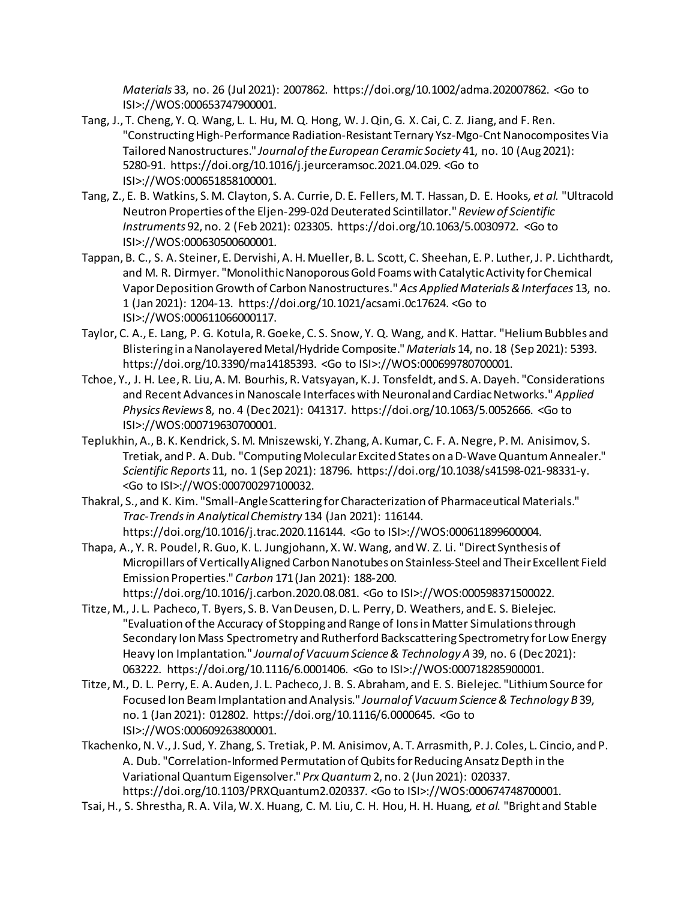*Materials* 33, no. 26 (Jul 2021): 2007862. https://doi.org/10.1002/adma.202007862. <Go to ISI>://WOS:000653747900001.

Tang, J., T. Cheng, Y. Q. Wang, L. L. Hu, M. Q. Hong, W. J. Qin, G. X. Cai, C. Z. Jiang, and F. Ren. "Constructing High-Performance Radiation-Resistant Ternary Ysz-Mgo-Cnt Nanocomposites Via Tailored Nanostructures." *Journal of the European Ceramic Society* 41, no. 10 (Aug 2021): 5280-91. https://doi.org/10.1016/j.jeurceramsoc.2021.04.029. <Go to ISI>://WOS:000651858100001.

Tang, Z., E. B. Watkins, S. M. Clayton, S. A. Currie, D. E. Fellers, M. T. Hassan, D. E. Hooks, *et al.* "Ultracold Neutron Properties of the Eljen-299-02d Deuterated Scintillator." *Review of Scientific Instruments* 92, no. 2 (Feb 2021): 023305. https://doi.org/10.1063/5.0030972. <Go to ISI>://WOS:000630500600001.

Tappan, B. C., S. A. Steiner, E. Dervishi, A. H. Mueller, B. L. Scott, C. Sheehan, E. P. Luther, J. P. Lichthardt, and M. R. Dirmyer. "Monolithic Nanoporous Gold Foams with Catalytic Activity for Chemical Vapor Deposition Growth of Carbon Nanostructures." *Acs Applied Materials & Interfaces* 13, no. 1 (Jan 2021): 1204-13. https://doi.org/10.1021/acsami.0c17624. <Go to ISI>://WOS:000611066000117.

Taylor, C. A., E. Lang, P. G. Kotula, R. Goeke, C. S. Snow, Y. Q. Wang, and K. Hattar. "Helium Bubbles and Blistering in a Nanolayered Metal/Hydride Composite." *Materials* 14, no. 18 (Sep 2021): 5393. https://doi.org/10.3390/ma14185393. <Go to ISI>://WOS:000699780700001.

Tchoe, Y., J. H. Lee, R. Liu, A. M. Bourhis, R. Vatsyayan, K. J. Tonsfeldt, and S. A. Dayeh. "Considerations and Recent Advances in Nanoscale Interfaces with Neuronal and Cardiac Networks." *Applied Physics Reviews* 8, no. 4 (Dec 2021): 041317. https://doi.org/10.1063/5.0052666. <Go to ISI>://WOS:000719630700001.

Teplukhin, A., B. K. Kendrick, S. M. Mniszewski, Y. Zhang, A. Kumar, C. F. A. Negre, P. M. Anisimov, S. Tretiak, and P. A. Dub. "Computing Molecular Excited States on a D-Wave Quantum Annealer." *Scientific Reports* 11, no. 1 (Sep 2021): 18796. https://doi.org/10.1038/s41598-021-98331-y. <Go to ISI>://WOS:000700297100032.

Thakral, S., and K. Kim. "Small-Angle Scattering for Characterization of Pharmaceutical Materials." *Trac-Trends in Analytical Chemistry* 134 (Jan 2021): 116144. https://doi.org/10.1016/j.trac.2020.116144. <Go to ISI>://WOS:000611899600004.

Thapa, A., Y. R. Poudel, R. Guo, K. L. Jungjohann, X. W. Wang, and W. Z. Li. "Direct Synthesis of Micropillars of Vertically Aligned Carbon Nanotubes on Stainless-Steel and Their Excellent Field Emission Properties." *Carbon* 171 (Jan 2021): 188-200. https://doi.org/10.1016/j.carbon.2020.08.081. <Go to ISI>://WOS:000598371500022.

Titze, M., J. L. Pacheco, T. Byers, S. B. Van Deusen, D. L. Perry, D. Weathers, and E. S. Bielejec. "Evaluation of the Accuracy of Stopping and Range of Ions in Matter Simulations through Secondary Ion Mass Spectrometry and Rutherford Backscattering Spectrometry for Low Energy Heavy Ion Implantation." *Journal of Vacuum Science & Technology A* 39, no. 6 (Dec 2021): 063222. https://doi.org/10.1116/6.0001406. <Go to ISI>://WOS:000718285900001.

Titze, M., D. L. Perry, E. A. Auden, J. L. Pacheco, J. B. S. Abraham, and E. S. Bielejec. "Lithium Source for Focused Ion Beam Implantation and Analysis." *Journal of Vacuum Science & Technology B* 39, no. 1 (Jan 2021): 012802. https://doi.org/10.1116/6.0000645. <Go to ISI>://WOS:000609263800001.

Tkachenko, N. V., J. Sud, Y. Zhang, S. Tretiak, P. M. Anisimov, A. T. Arrasmith, P. J. Coles, L. Cincio, and P. A. Dub. "Correlation-Informed Permutation of Qubits for Reducing Ansatz Depth in the Variational Quantum Eigensolver." *Prx Quantum* 2, no. 2 (Jun 2021): 020337. https://doi.org/10.1103/PRXQuantum2.020337. <Go to ISI>://WOS:000674748700001.

Tsai, H., S. Shrestha, R. A. Vila, W. X. Huang, C. M. Liu, C. H. Hou, H. H. Huang, *et al.* "Bright and Stable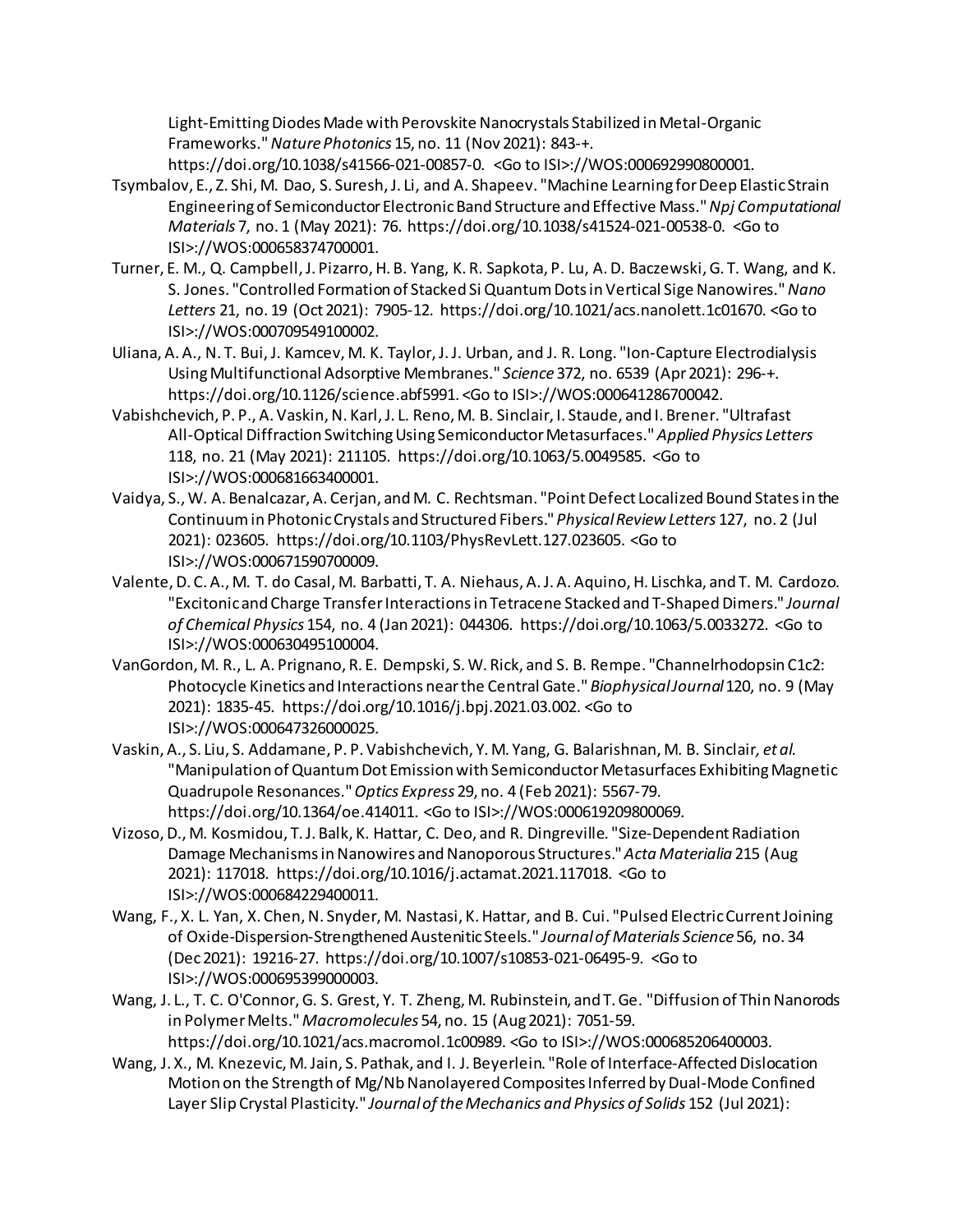Light-Emitting Diodes Made with Perovskite Nanocrystals Stabilized in Metal-Organic Frameworks." *Nature Photonics* 15, no. 11 (Nov 2021): 843-+. https://doi.org/10.1038/s41566-021-00857-0. <Go to ISI>://WOS:000692990800001.

Tsymbalov, E., Z. Shi, M. Dao, S. Suresh, J. Li, and A. Shapeev. "Machine Learning for Deep Elastic Strain Engineering of Semiconductor Electronic Band Structure and Effective Mass." *Npj Computational Materials* 7, no. 1 (May 2021): 76. https://doi.org/10.1038/s41524-021-00538-0. <Go to ISI>://WOS:000658374700001.

Turner, E. M., Q. Campbell, J. Pizarro, H. B. Yang, K. R. Sapkota, P. Lu, A. D. Baczewski, G. T. Wang, and K. S. Jones. "Controlled Formation of Stacked Si Quantum Dots in Vertical Sige Nanowires." *Nano Letters* 21, no. 19 (Oct 2021): 7905-12. https://doi.org/10.1021/acs.nanolett.1c01670. <Go to ISI>://WOS:000709549100002.

Uliana, A. A., N. T. Bui, J. Kamcev, M. K. Taylor, J. J. Urban, and J. R. Long. "Ion-Capture Electrodialysis Using Multifunctional Adsorptive Membranes." *Science* 372, no. 6539 (Apr 2021): 296-+. https://doi.org/10.1126/science.abf5991. <Go to ISI>://WOS:000641286700042.

Vabishchevich, P. P., A. Vaskin, N. Karl, J. L. Reno, M. B. Sinclair, I. Staude, and I. Brener. "Ultrafast All-Optical Diffraction Switching Using Semiconductor Metasurfaces." *Applied Physics Letters* 118, no. 21 (May 2021): 211105. https://doi.org/10.1063/5.0049585. <Go to ISI>://WOS:000681663400001.

Vaidya, S., W. A. Benalcazar, A. Cerjan, and M. C. Rechtsman. "Point Defect Localized Bound States in the Continuum in Photonic Crystals and Structured Fibers." *Physical Review Letters* 127, no. 2 (Jul 2021): 023605. https://doi.org/10.1103/PhysRevLett.127.023605. <Go to ISI>://WOS:000671590700009.

Valente, D. C. A., M. T. do Casal, M. Barbatti, T. A. Niehaus, A. J. A. Aquino, H. Lischka, and T. M. Cardozo. "Excitonic and Charge Transfer Interactions in Tetracene Stacked and T-Shaped Dimers." *Journal of Chemical Physics* 154, no. 4 (Jan 2021): 044306. https://doi.org/10.1063/5.0033272. <Go to ISI>://WOS:000630495100004.

VanGordon, M. R., L. A. Prignano, R. E. Dempski, S. W. Rick, and S. B. Rempe. "Channelrhodopsin C1c2: Photocycle Kinetics and Interactions near the Central Gate." *Biophysical Journal* 120, no. 9 (May 2021): 1835-45. https://doi.org/10.1016/j.bpj.2021.03.002. <Go to ISI>://WOS:000647326000025.

Vaskin, A., S. Liu, S. Addamane, P. P. Vabishchevich, Y. M. Yang, G. Balarishnan, M. B. Sinclair, *et al.* "Manipulation of Quantum Dot Emission with Semiconductor Metasurfaces Exhibiting Magnetic Quadrupole Resonances." *Optics Express* 29, no. 4 (Feb 2021): 5567-79. https://doi.org/10.1364/oe.414011. <Go to ISI>://WOS:000619209800069.

Vizoso, D., M. Kosmidou, T. J. Balk, K. Hattar, C. Deo, and R. Dingreville. "Size-Dependent Radiation Damage Mechanisms in Nanowires and Nanoporous Structures." *Acta Materialia* 215 (Aug 2021): 117018. https://doi.org/10.1016/j.actamat.2021.117018. <Go to ISI>://WOS:000684229400011.

Wang, F., X. L. Yan, X. Chen, N. Snyder, M. Nastasi, K. Hattar, and B. Cui. "Pulsed Electric Current Joining of Oxide-Dispersion-Strengthened Austenitic Steels." *Journal of Materials Science* 56, no. 34 (Dec 2021): 19216-27. https://doi.org/10.1007/s10853-021-06495-9. <Go to ISI>://WOS:000695399000003.

Wang, J. L., T. C. O'Connor, G. S. Grest, Y. T. Zheng, M. Rubinstein, and T. Ge. "Diffusion of Thin Nanorods in Polymer Melts." *Macromolecules* 54, no. 15 (Aug 2021): 7051-59. https://doi.org/10.1021/acs.macromol.1c00989. <Go to ISI>://WOS:000685206400003.

Wang, J. X., M. Knezevic, M. Jain, S. Pathak, and I. J. Beyerlein. "Role of Interface-Affected Dislocation Motion on the Strength of Mg/Nb Nanolayered Composites Inferred by Dual-Mode Confined Layer Slip Crystal Plasticity." *Journal of the Mechanics and Physics of Solids* 152 (Jul 2021):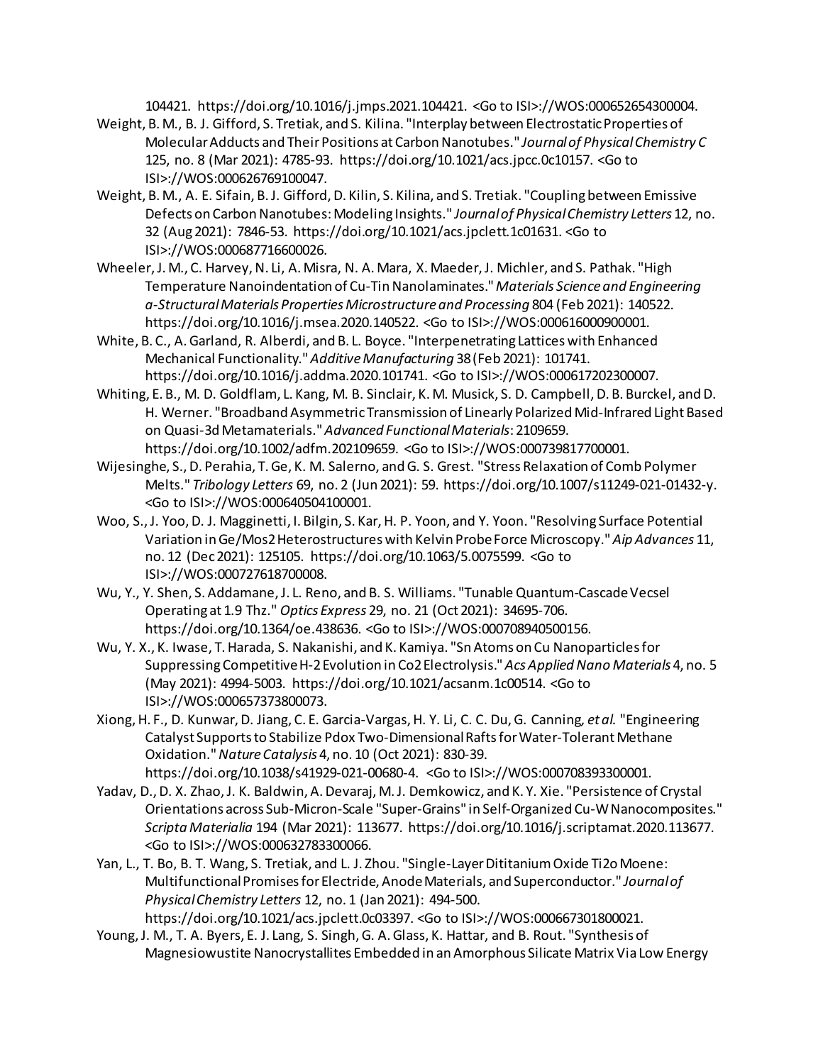104421. https://doi.org/10.1016/j.jmps.2021.104421. <Go to ISI>://WOS:000652654300004.

Weight, B. M., B. J. Gifford, S. Tretiak, and S. Kilina. "Interplay between Electrostatic Properties of Molecular Adducts and Their Positions at Carbon Nanotubes." *Journal of Physical Chemistry C* 125, no. 8 (Mar 2021): 4785-93. https://doi.org/10.1021/acs.jpcc.0c10157. <Go to ISI>://WOS:000626769100047.

Weight, B. M., A. E. Sifain, B. J. Gifford, D. Kilin, S. Kilina, and S. Tretiak. "Coupling between Emissive Defects on Carbon Nanotubes: Modeling Insights." *Journal of Physical Chemistry Letters* 12, no. 32 (Aug 2021): 7846-53. https://doi.org/10.1021/acs.jpclett.1c01631. <Go to ISI>://WOS:000687716600026.

Wheeler, J. M., C. Harvey, N. Li, A. Misra, N. A. Mara, X. Maeder, J. Michler, and S. Pathak. "High Temperature Nanoindentation of Cu-Tin Nanolaminates." *Materials Science and Engineering a-Structural Materials Properties Microstructure and Processing* 804 (Feb 2021): 140522. https://doi.org/10.1016/j.msea.2020.140522. <Go to ISI>://WOS:000616000900001.

White, B. C., A. Garland, R. Alberdi, and B. L. Boyce. "Interpenetrating Lattices with Enhanced Mechanical Functionality." *Additive Manufacturing* 38 (Feb 2021): 101741. https://doi.org/10.1016/j.addma.2020.101741. <Go to ISI>://WOS:000617202300007.

Whiting, E. B., M. D. Goldflam, L. Kang, M. B. Sinclair, K. M. Musick, S. D. Campbell, D. B. Burckel, and D. H. Werner. "Broadband Asymmetric Transmission of Linearly Polarized Mid-Infrared Light Based on Quasi-3d Metamaterials." *Advanced Functional Materials*: 2109659. https://doi.org/10.1002/adfm.202109659. <Go to ISI>://WOS:000739817700001.

Wijesinghe, S., D. Perahia, T. Ge, K. M. Salerno, and G. S. Grest. "Stress Relaxation of Comb Polymer Melts." *Tribology Letters* 69, no. 2 (Jun 2021): 59. https://doi.org/10.1007/s11249-021-01432-y. <Go to ISI>://WOS:000640504100001.

Woo, S., J. Yoo, D. J. Magginetti, I. Bilgin, S. Kar, H. P. Yoon, and Y. Yoon. "Resolving Surface Potential Variation in Ge/Mos2 Heterostructures with Kelvin Probe Force Microscopy." *Aip Advances* 11, no. 12 (Dec 2021): 125105. https://doi.org/10.1063/5.0075599. <Go to ISI>://WOS:000727618700008.

Wu, Y., Y. Shen, S. Addamane, J. L. Reno, and B. S. Williams. "Tunable Quantum-Cascade Vecsel Operating at 1.9 Thz." *Optics Express* 29, no. 21 (Oct 2021): 34695-706. https://doi.org/10.1364/oe.438636. <Go to ISI>://WOS:000708940500156.

Wu, Y. X., K. Iwase, T. Harada, S. Nakanishi, and K. Kamiya. "Sn Atoms on Cu Nanoparticles for Suppressing Competitive H-2 Evolution in Co2 Electrolysis." *Acs Applied Nano Materials* 4, no. 5 (May 2021): 4994-5003. https://doi.org/10.1021/acsanm.1c00514. <Go to ISI>://WOS:000657373800073.

Xiong, H. F., D. Kunwar, D. Jiang, C. E. Garcia-Vargas, H. Y. Li, C. C. Du, G. Canning, *et al.* "Engineering Catalyst Supports to Stabilize Pdox Two-Dimensional Rafts for Water-Tolerant Methane Oxidation." *Nature Catalysis* 4, no. 10 (Oct 2021): 830-39. https://doi.org/10.1038/s41929-021-00680-4. <Go to ISI>://WOS:000708393300001.

Yadav, D., D. X. Zhao, J. K. Baldwin, A. Devaraj, M. J. Demkowicz, and K. Y. Xie. "Persistence of Crystal Orientations across Sub-Micron-Scale "Super-Grains" in Self-Organized Cu-W Nanocomposites." *Scripta Materialia* 194 (Mar 2021): 113677. https://doi.org/10.1016/j.scriptamat.2020.113677. <Go to ISI>://WOS:000632783300066.

Yan, L., T. Bo, B. T. Wang, S. Tretiak, and L. J. Zhou. "Single-Layer Dititanium Oxide Ti2o Moene: Multifunctional Promises for Electride, Anode Materials, and Superconductor." *Journal of Physical Chemistry Letters* 12, no. 1 (Jan 2021): 494-500. https://doi.org/10.1021/acs.jpclett.0c03397. <Go to ISI>://WOS:000667301800021.

Young, J. M., T. A. Byers, E. J. Lang, S. Singh, G. A. Glass, K. Hattar, and B. Rout. "Synthesis of Magnesiowustite Nanocrystallites Embedded in an Amorphous Silicate Matrix Via Low Energy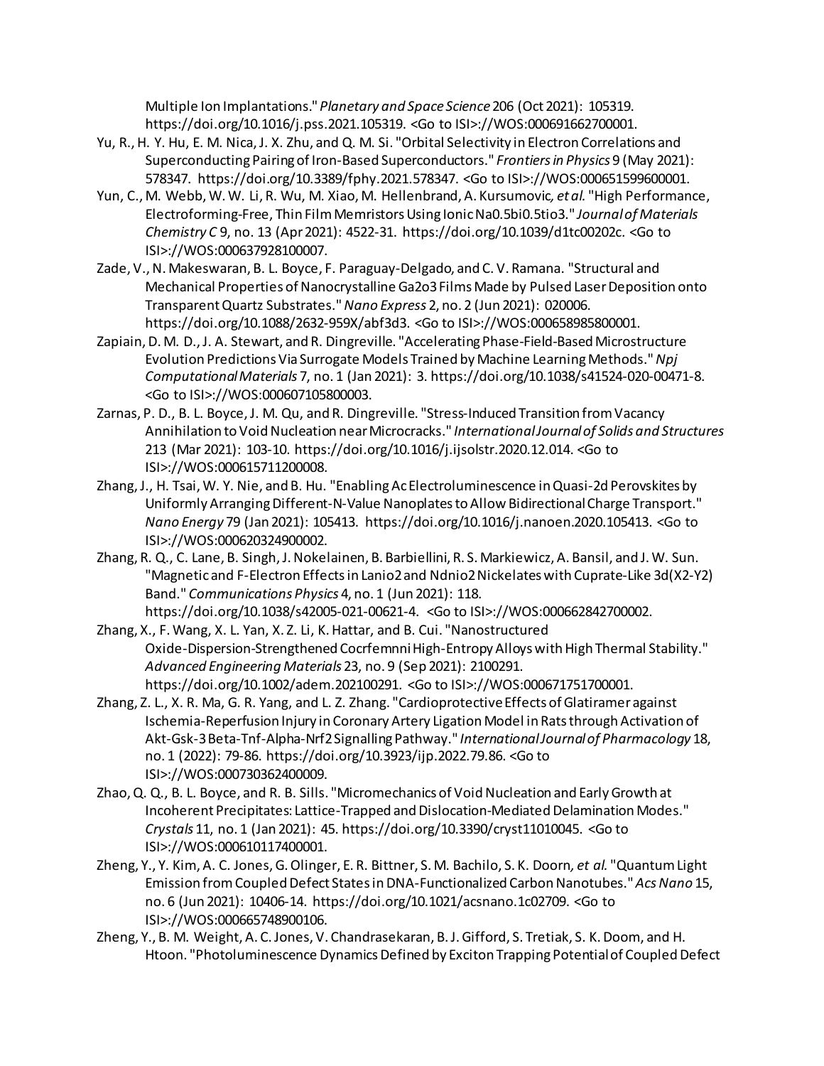Multiple Ion Implantations." *Planetary and Space Science* 206 (Oct 2021): 105319. https://doi.org/10.1016/j.pss.2021.105319. <Go to ISI>://WOS:000691662700001.

Yu, R., H. Y. Hu, E. M. Nica, J. X. Zhu, and Q. M. Si. "Orbital Selectivity in Electron Correlations and Superconducting Pairing of Iron-Based Superconductors." *Frontiers in Physics* 9 (May 2021): 578347. https://doi.org/10.3389/fphy.2021.578347. <Go to ISI>://WOS:000651599600001.

Yun, C., M. Webb, W. W. Li, R. Wu, M. Xiao, M. Hellenbrand, A. Kursumovic*, et al.* "High Performance, Electroforming-Free, Thin Film Memristors Using Ionic Na0.5bi0.5tio3." *Journal of Materials Chemistry C* 9, no. 13 (Apr 2021): 4522-31. https://doi.org/10.1039/d1tc00202c. <Go to ISI>://WOS:000637928100007.

Zade, V., N. Makeswaran, B. L. Boyce, F. Paraguay-Delgado, and C. V. Ramana. "Structural and Mechanical Properties of Nanocrystalline Ga2o3 Films Made by Pulsed Laser Deposition onto Transparent Quartz Substrates." *Nano Express* 2, no. 2 (Jun 2021): 020006. https://doi.org/10.1088/2632-959X/abf3d3. <Go to ISI>://WOS:000658985800001.

Zapiain, D. M. D., J. A. Stewart, and R. Dingreville. "Accelerating Phase-Field-Based Microstructure Evolution Predictions Via Surrogate Models Trained by Machine Learning Methods." *Npj Computational Materials* 7, no. 1 (Jan 2021): 3. https://doi.org/10.1038/s41524-020-00471-8. <Go to ISI>://WOS:000607105800003.

Zarnas, P. D., B. L. Boyce, J. M. Qu, and R. Dingreville. "Stress-Induced Transition from Vacancy Annihilation to Void Nucleation near Microcracks." *International Journal of Solids and Structures* 213 (Mar 2021): 103-10. https://doi.org/10.1016/j.ijsolstr.2020.12.014. <Go to ISI>://WOS:000615711200008.

Zhang, J., H. Tsai, W. Y. Nie, and B. Hu. "Enabling Ac Electroluminescence in Quasi-2d Perovskites by Uniformly Arranging Different-N-Value Nanoplates to Allow Bidirectional Charge Transport." *Nano Energy* 79 (Jan 2021): 105413. https://doi.org/10.1016/j.nanoen.2020.105413. <Go to ISI>://WOS:000620324900002.

Zhang, R. Q., C. Lane, B. Singh, J. Nokelainen, B. Barbiellini, R. S. Markiewicz, A. Bansil, and J. W. Sun. "Magnetic and F-Electron Effects in Lanio2 and Ndnio2 Nickelates with Cuprate-Like 3d(X2-Y2) Band." *Communications Physics* 4, no. 1 (Jun 2021): 118. https://doi.org/10.1038/s42005-021-00621-4. <Go to ISI>://WOS:000662842700002.

Zhang, X., F. Wang, X. L. Yan, X. Z. Li, K. Hattar, and B. Cui. "Nanostructured Oxide-Dispersion-Strengthened Cocrfemnni High-Entropy Alloys with High Thermal Stability." *Advanced Engineering Materials* 23, no. 9 (Sep 2021): 2100291. https://doi.org/10.1002/adem.202100291. <Go to ISI>://WOS:000671751700001.

Zhang, Z. L., X. R. Ma, G. R. Yang, and L. Z. Zhang. "Cardioprotective Effects of Glatiramer against Ischemia-Reperfusion Injury in Coronary Artery Ligation Model in Rats through Activation of Akt-Gsk-3 Beta-Tnf-Alpha-Nrf2 Signalling Pathway." *International Journal of Pharmacology* 18, no. 1 (2022): 79-86. https://doi.org/10.3923/ijp.2022.79.86. <Go to ISI>://WOS:000730362400009.

Zhao, Q. Q., B. L. Boyce, and R. B. Sills. "Micromechanics of Void Nucleation and Early Growth at Incoherent Precipitates: Lattice-Trapped and Dislocation-Mediated Delamination Modes." *Crystals* 11, no. 1 (Jan 2021): 45. https://doi.org/10.3390/cryst11010045. <Go to ISI>://WOS:000610117400001.

Zheng, Y., Y. Kim, A. C. Jones, G. Olinger, E. R. Bittner, S. M. Bachilo, S. K. Doorn*, et al.* "Quantum Light Emission from Coupled Defect States in DNA-Functionalized Carbon Nanotubes." *Acs Nano* 15, no. 6 (Jun 2021): 10406-14. https://doi.org/10.1021/acsnano.1c02709. <Go to ISI>://WOS:000665748900106.

Zheng, Y., B. M. Weight, A. C. Jones, V. Chandrasekaran, B. J. Gifford, S. Tretiak, S. K. Doom, and H. Htoon. "Photoluminescence Dynamics Defined by Exciton Trapping Potential of Coupled Defect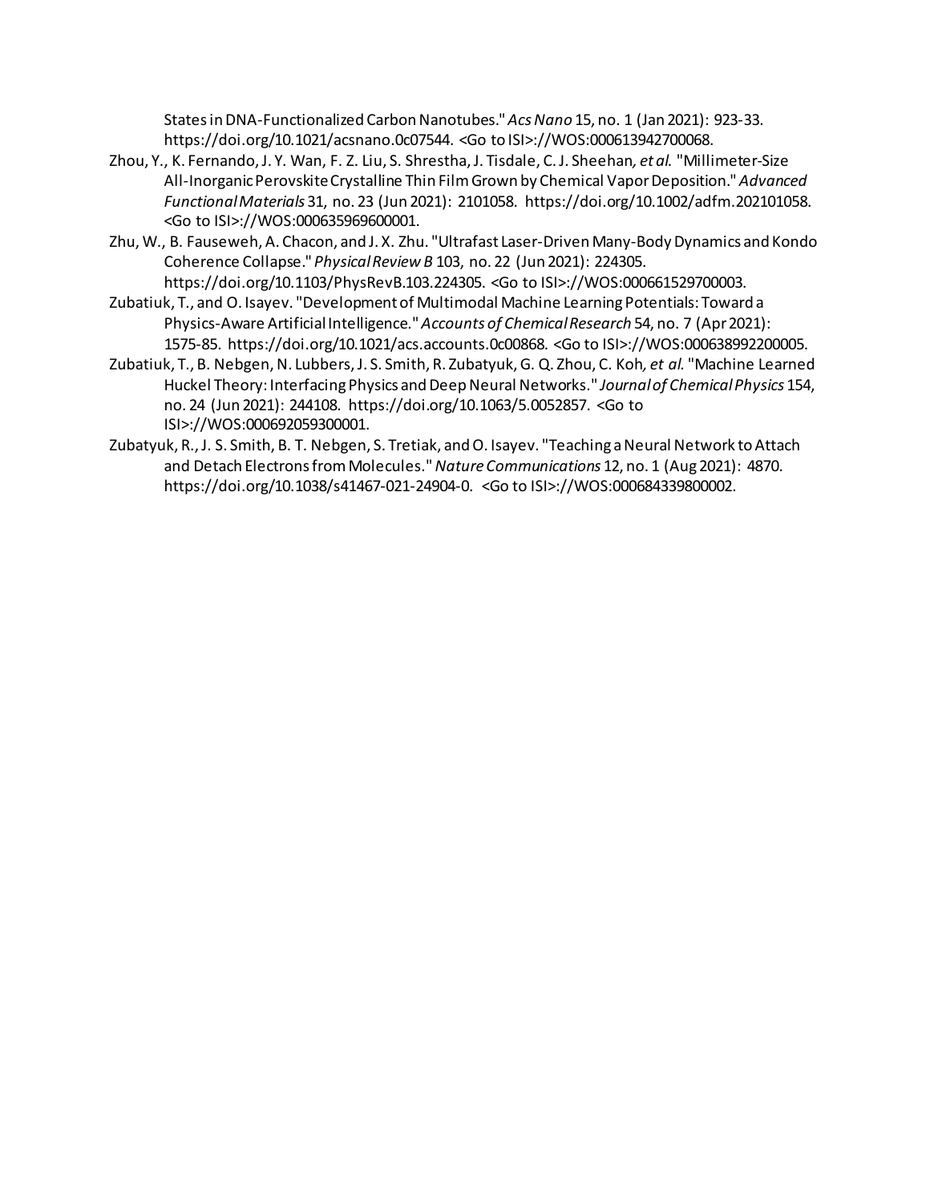States in DNA-Functionalized Carbon Nanotubes." *Acs Nano* 15, no. 1 (Jan 2021): 923-33. https://doi.org/10.1021/acsnano.0c07544. <Go to ISI>://WOS:000613942700068.

Zhou, Y., K. Fernando, J. Y. Wan, F. Z. Liu, S. Shrestha, J. Tisdale, C. J. Sheehan*, et al.* "Millimeter-Size All-Inorganic Perovskite Crystalline Thin Film Grown by Chemical Vapor Deposition." *Advanced Functional Materials* 31, no. 23 (Jun 2021): 2101058. https://doi.org/10.1002/adfm.202101058. <Go to ISI>://WOS:000635969600001.

Zhu, W., B. Fauseweh, A. Chacon, and J. X. Zhu. "Ultrafast Laser-Driven Many-Body Dynamics and Kondo Coherence Collapse." *Physical Review B* 103, no. 22 (Jun 2021): 224305. https://doi.org/10.1103/PhysRevB.103.224305. <Go to ISI>://WOS:000661529700003.

Zubatiuk, T., and O. Isayev. "Development of Multimodal Machine Learning Potentials: Toward a Physics-Aware Artificial Intelligence." *Accounts of Chemical Research* 54, no. 7 (Apr 2021): 1575-85. https://doi.org/10.1021/acs.accounts.0c00868. <Go to ISI>://WOS:000638992200005.

Zubatiuk, T., B. Nebgen, N. Lubbers, J. S. Smith, R. Zubatyuk, G. Q. Zhou, C. Koh*, et al.* "Machine Learned Huckel Theory: Interfacing Physics and Deep Neural Networks." *Journal of Chemical Physics* 154, no. 24 (Jun 2021): 244108. https://doi.org/10.1063/5.0052857. <Go to ISI>://WOS:000692059300001.

Zubatyuk, R., J. S. Smith, B. T. Nebgen, S. Tretiak, and O. Isayev. "Teaching a Neural Network to Attach and Detach Electrons from Molecules." *Nature Communications* 12, no. 1 (Aug 2021): 4870. https://doi.org/10.1038/s41467-021-24904-0. <Go to ISI>://WOS:000684339800002.